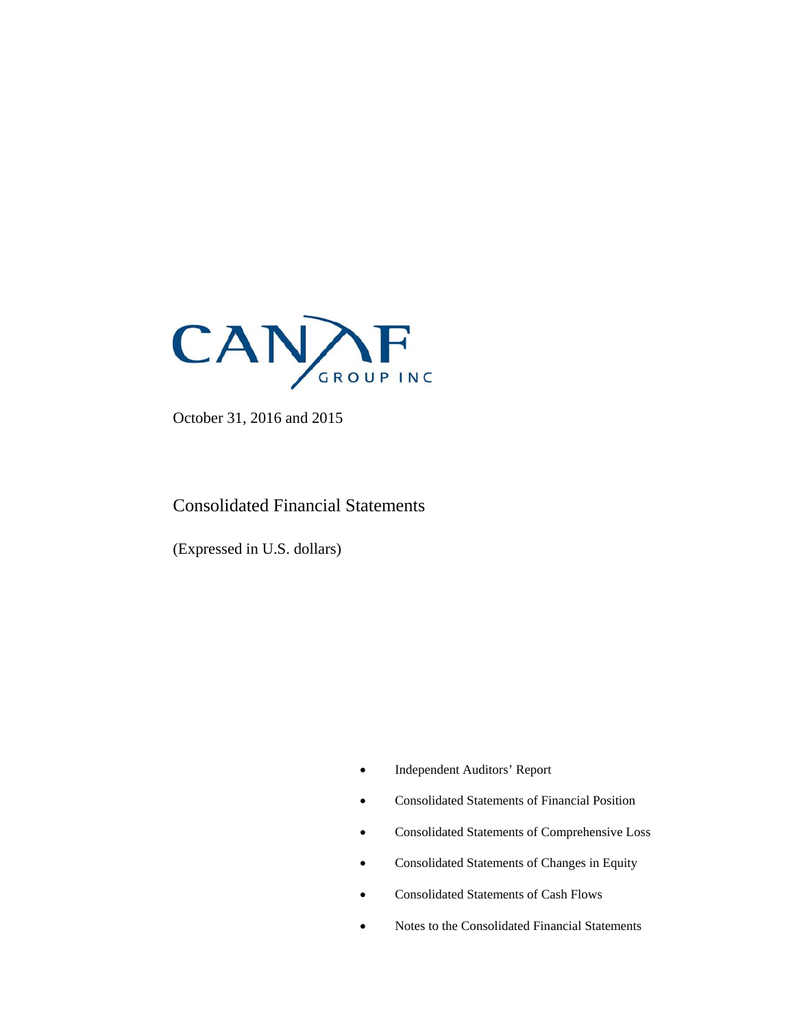# CANAF GROUP INC

October 31, 2016 and 2015

## Consolidated Financial Statements

(Expressed in U.S. dollars)

- Independent Auditors' Report
- Consolidated Statements of Financial Position
- Consolidated Statements of Comprehensive Loss
- Consolidated Statements of Changes in Equity
- Consolidated Statements of Cash Flows
- Notes to the Consolidated Financial Statements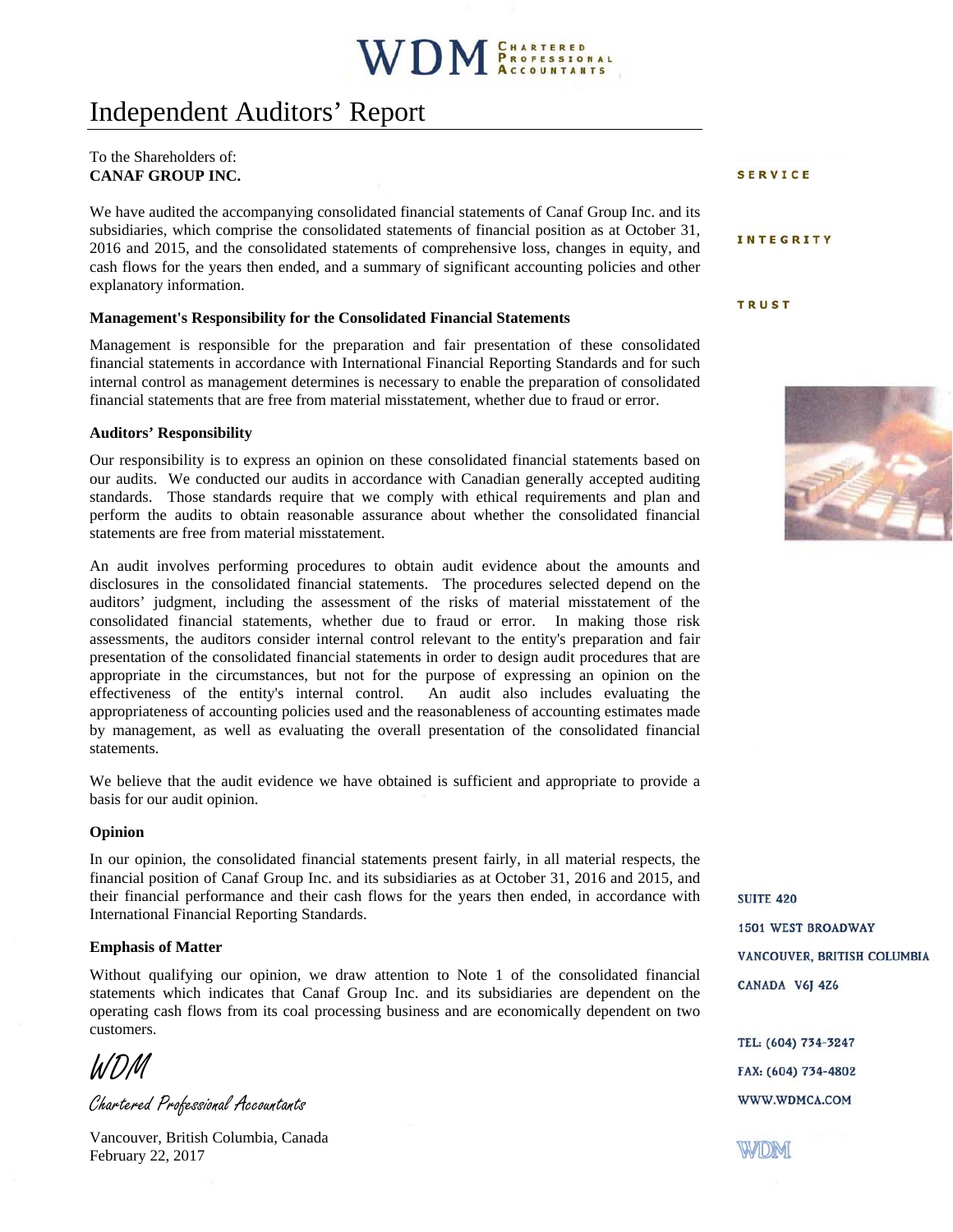# Independent Auditors' Report

To the Shareholders of:
**CANAF GROUP INC.**

We have audited the accompanying consolidated financial statements of Canaf Group Inc. and its subsidiaries, which comprise the consolidated statements of financial position as at October 31, 2016 and 2015, and the consolidated statements of comprehensive loss, changes in equity, and cash flows for the years then ended, and a summary of significant accounting policies and other explanatory information.

**Management's Responsibility for the Consolidated Financial Statements**

Management is responsible for the preparation and fair presentation of these consolidated financial statements in accordance with International Financial Reporting Standards and for such internal control as management determines is necessary to enable the preparation of consolidated financial statements that are free from material misstatement, whether due to fraud or error.

**Auditors' Responsibility**

Our responsibility is to express an opinion on these consolidated financial statements based on our audits. We conducted our audits in accordance with Canadian generally accepted auditing standards. Those standards require that we comply with ethical requirements and plan and perform the audits to obtain reasonable assurance about whether the consolidated financial statements are free from material misstatement.

An audit involves performing procedures to obtain audit evidence about the amounts and disclosures in the consolidated financial statements. The procedures selected depend on the auditors' judgment, including the assessment of the risks of material misstatement of the consolidated financial statements, whether due to fraud or error. In making those risk assessments, the auditors consider internal control relevant to the entity's preparation and fair presentation of the consolidated financial statements in order to design audit procedures that are appropriate in the circumstances, but not for the purpose of expressing an opinion on the effectiveness of the entity's internal control. An audit also includes evaluating the appropriateness of accounting policies used and the reasonableness of accounting estimates made by management, as well as evaluating the overall presentation of the consolidated financial statements.

We believe that the audit evidence we have obtained is sufficient and appropriate to provide a basis for our audit opinion.

**Opinion**

In our opinion, the consolidated financial statements present fairly, in all material respects, the financial position of Canaf Group Inc. and its subsidiaries as at October 31, 2016 and 2015, and their financial performance and their cash flows for the years then ended, in accordance with International Financial Reporting Standards.

**Emphasis of Matter**

Without qualifying our opinion, we draw attention to Note 1 of the consolidated financial statements which indicates that Canaf Group Inc. and its subsidiaries are dependent on the operating cash flows from its coal processing business and are economically dependent on two customers.

*WDM*

*Chartered Professional Accountants*

Vancouver, British Columbia, Canada
February 22, 2017

SERVICE

INTEGRITY

TRUST

SUITE 420
1501 WEST BROADWAY
VANCOUVER, BRITISH COLUMBIA
CANADA V6J 4Z6

TEL: (604) 734-3247
FAX: (604) 734-4802
WWW.WDMCA.COM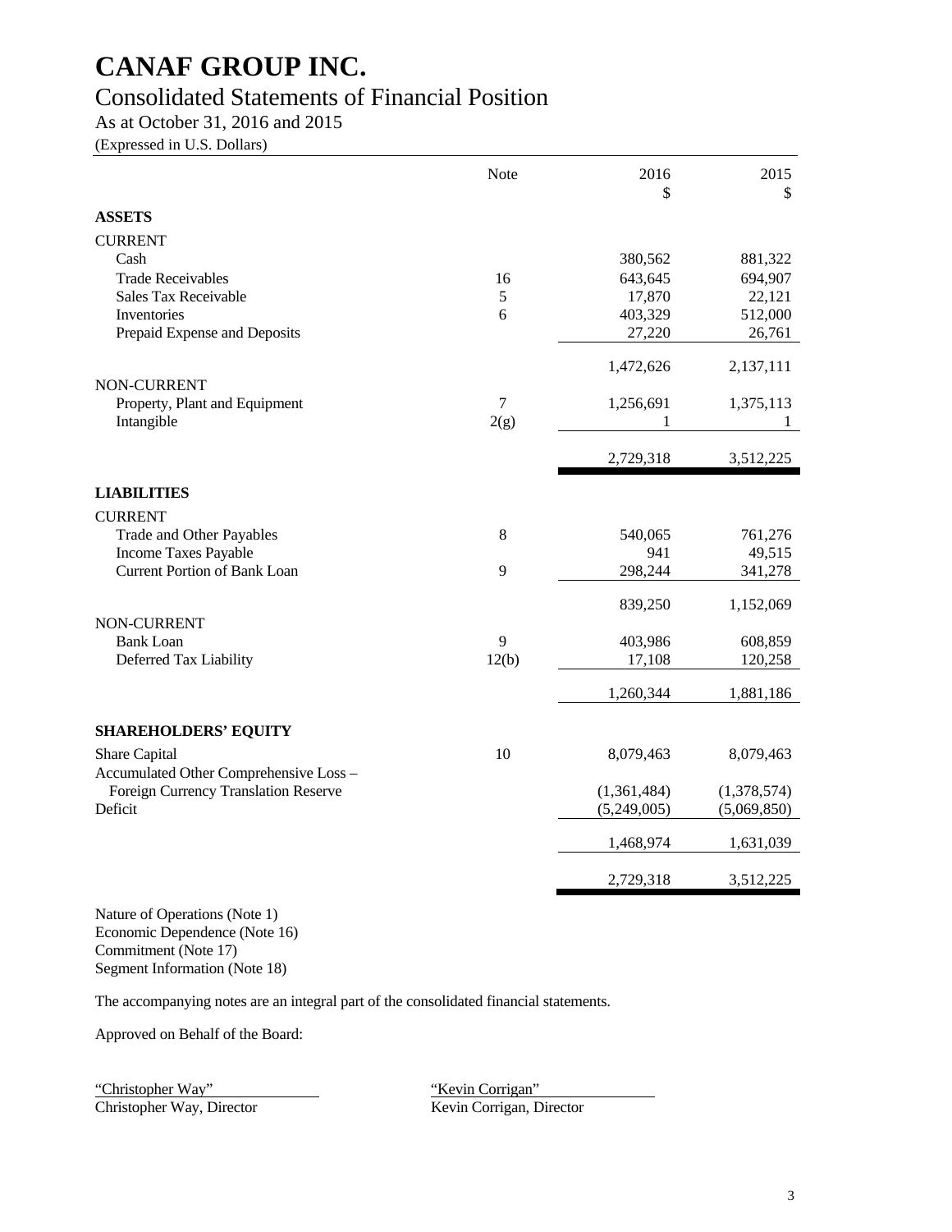# CANAF GROUP INC.

## Consolidated Statements of Financial Position

As at October 31, 2016 and 2015

(Expressed in U.S. Dollars)

| | Note | 2016<br>$ | 2015<br>$ |
|---|---|---|---|
| **ASSETS** | | | |
| CURRENT | | | |
| Cash | | 380,562 | 881,322 |
| Trade Receivables | 16 | 643,645 | 694,907 |
| Sales Tax Receivable | 5 | 17,870 | 22,121 |
| Inventories | 6 | 403,329 | 512,000 |
| Prepaid Expense and Deposits | | 27,220 | 26,761 |
| | | 1,472,626 | 2,137,111 |
| NON-CURRENT | | | |
| Property, Plant and Equipment | 7 | 1,256,691 | 1,375,113 |
| Intangible | 2(g) | 1 | 1 |
| | | 2,729,318 | 3,512,225 |
| **LIABILITIES** | | | |
| CURRENT | | | |
| Trade and Other Payables | 8 | 540,065 | 761,276 |
| Income Taxes Payable | | 941 | 49,515 |
| Current Portion of Bank Loan | 9 | 298,244 | 341,278 |
| | | 839,250 | 1,152,069 |
| NON-CURRENT | | | |
| Bank Loan | 9 | 403,986 | 608,859 |
| Deferred Tax Liability | 12(b) | 17,108 | 120,258 |
| | | 1,260,344 | 1,881,186 |
| **SHAREHOLDERS' EQUITY** | | | |
| Share Capital | 10 | 8,079,463 | 8,079,463 |
| Accumulated Other Comprehensive Loss – Foreign Currency Translation Reserve | | (1,361,484) | (1,378,574) |
| Deficit | | (5,249,005) | (5,069,850) |
| | | 1,468,974 | 1,631,039 |
| | | 2,729,318 | 3,512,225 |

Nature of Operations (Note 1)
Economic Dependence (Note 16)
Commitment (Note 17)
Segment Information (Note 18)

The accompanying notes are an integral part of the consolidated financial statements.

Approved on Behalf of the Board:

"Christopher Way"
Christopher Way, Director

"Kevin Corrigan"
Kevin Corrigan, Director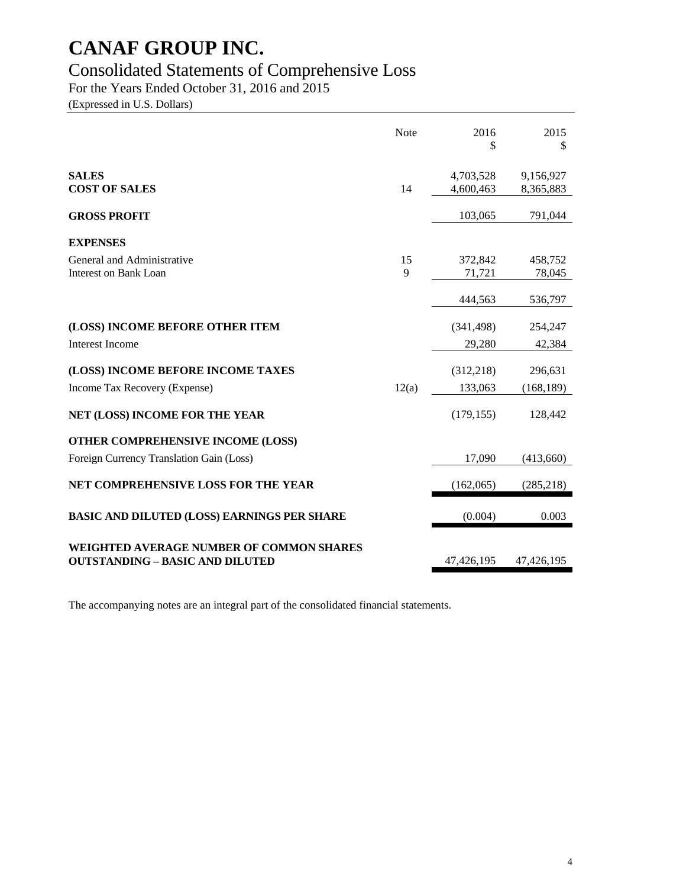# CANAF GROUP INC.

## Consolidated Statements of Comprehensive Loss

For the Years Ended October 31, 2016 and 2015

(Expressed in U.S. Dollars)

| | Note | 2016<br>$ | 2015<br>$ |
|---|---|---|---|
| **SALES** | | 4,703,528 | 9,156,927 |
| **COST OF SALES** | 14 | 4,600,463 | 8,365,883 |
| **GROSS PROFIT** | | 103,065 | 791,044 |
| **EXPENSES** | | | |
| General and Administrative | 15 | 372,842 | 458,752 |
| Interest on Bank Loan | 9 | 71,721 | 78,045 |
| | | 444,563 | 536,797 |
| **(LOSS) INCOME BEFORE OTHER ITEM** | | (341,498) | 254,247 |
| Interest Income | | 29,280 | 42,384 |
| **(LOSS) INCOME BEFORE INCOME TAXES** | | (312,218) | 296,631 |
| Income Tax Recovery (Expense) | 12(a) | 133,063 | (168,189) |
| **NET (LOSS) INCOME FOR THE YEAR** | | (179,155) | 128,442 |
| **OTHER COMPREHENSIVE INCOME (LOSS)** | | | |
| Foreign Currency Translation Gain (Loss) | | 17,090 | (413,660) |
| **NET COMPREHENSIVE LOSS FOR THE YEAR** | | (162,065) | (285,218) |
| **BASIC AND DILUTED (LOSS) EARNINGS PER SHARE** | | (0.004) | 0.003 |
| **WEIGHTED AVERAGE NUMBER OF COMMON SHARES OUTSTANDING – BASIC AND DILUTED** | | 47,426,195 | 47,426,195 |

The accompanying notes are an integral part of the consolidated financial statements.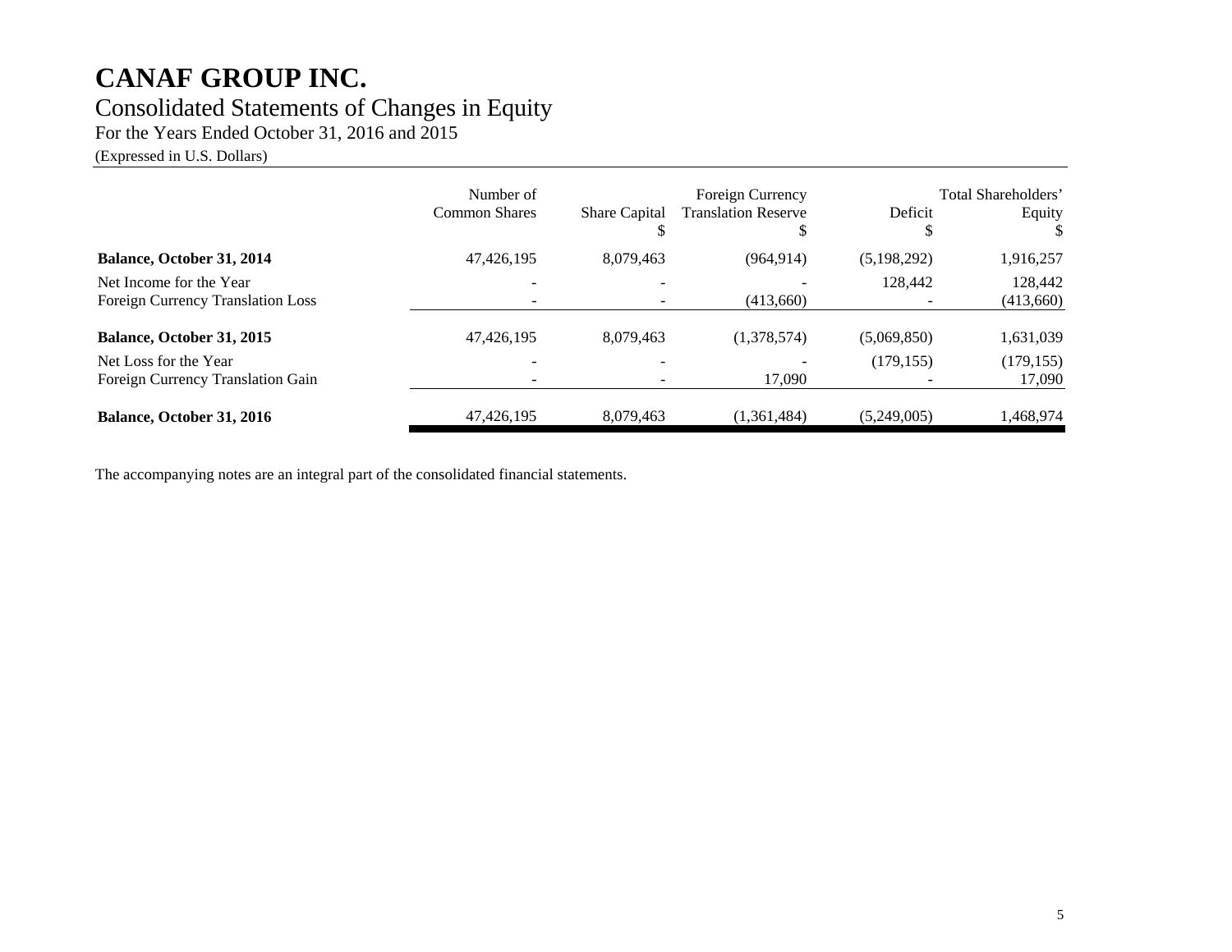# CANAF GROUP INC.

## Consolidated Statements of Changes in Equity

For the Years Ended October 31, 2016 and 2015

(Expressed in U.S. Dollars)

| | Number of Common Shares | Share Capital $ | Foreign Currency Translation Reserve $ | Deficit $ | Total Shareholders' Equity $ |
|---|---|---|---|---|---|
| **Balance, October 31, 2014** | 47,426,195 | 8,079,463 | (964,914) | (5,198,292) | 1,916,257 |
| Net Income for the Year | - | - | - | 128,442 | 128,442 |
| Foreign Currency Translation Loss | - | - | (413,660) | - | (413,660) |
| **Balance, October 31, 2015** | 47,426,195 | 8,079,463 | (1,378,574) | (5,069,850) | 1,631,039 |
| Net Loss for the Year | - | - | - | (179,155) | (179,155) |
| Foreign Currency Translation Gain | - | - | 17,090 | - | 17,090 |
| **Balance, October 31, 2016** | 47,426,195 | 8,079,463 | (1,361,484) | (5,249,005) | 1,468,974 |

The accompanying notes are an integral part of the consolidated financial statements.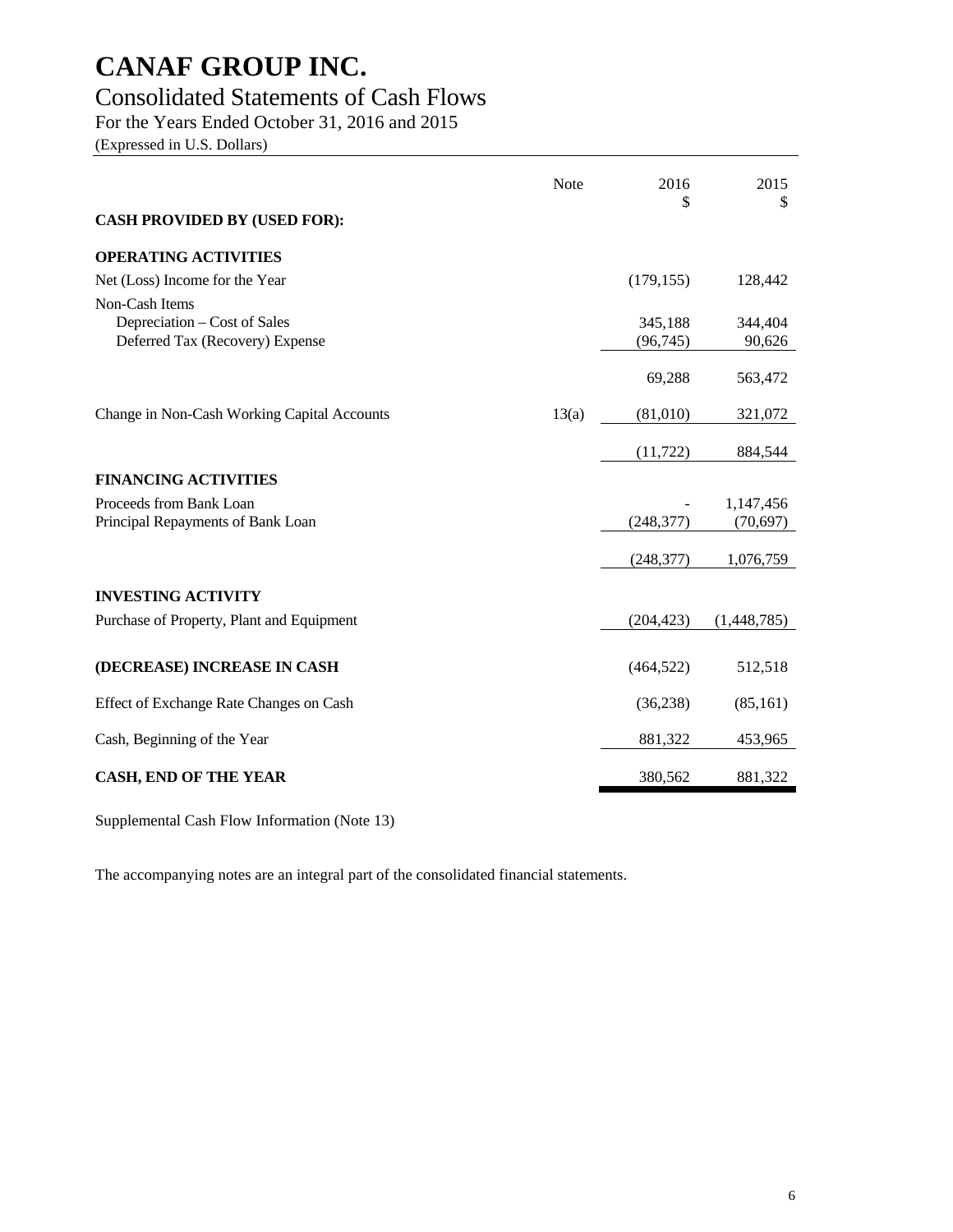# CANAF GROUP INC.

## Consolidated Statements of Cash Flows

For the Years Ended October 31, 2016 and 2015

(Expressed in U.S. Dollars)

| | Note | 2016<br>$ | 2015<br>$ |
|---|---|---|---|
| **CASH PROVIDED BY (USED FOR):** | | | |
| **OPERATING ACTIVITIES** | | | |
| Net (Loss) Income for the Year | | (179,155) | 128,442 |
| Non-Cash Items | | | |
| Depreciation – Cost of Sales | | 345,188 | 344,404 |
| Deferred Tax (Recovery) Expense | | (96,745) | 90,626 |
| | | 69,288 | 563,472 |
| Change in Non-Cash Working Capital Accounts | 13(a) | (81,010) | 321,072 |
| | | (11,722) | 884,544 |
| **FINANCING ACTIVITIES** | | | |
| Proceeds from Bank Loan | | - | 1,147,456 |
| Principal Repayments of Bank Loan | | (248,377) | (70,697) |
| | | (248,377) | 1,076,759 |
| **INVESTING ACTIVITY** | | | |
| Purchase of Property, Plant and Equipment | | (204,423) | (1,448,785) |
| **(DECREASE) INCREASE IN CASH** | | (464,522) | 512,518 |
| Effect of Exchange Rate Changes on Cash | | (36,238) | (85,161) |
| Cash, Beginning of the Year | | 881,322 | 453,965 |
| **CASH, END OF THE YEAR** | | 380,562 | 881,322 |

Supplemental Cash Flow Information (Note 13)

The accompanying notes are an integral part of the consolidated financial statements.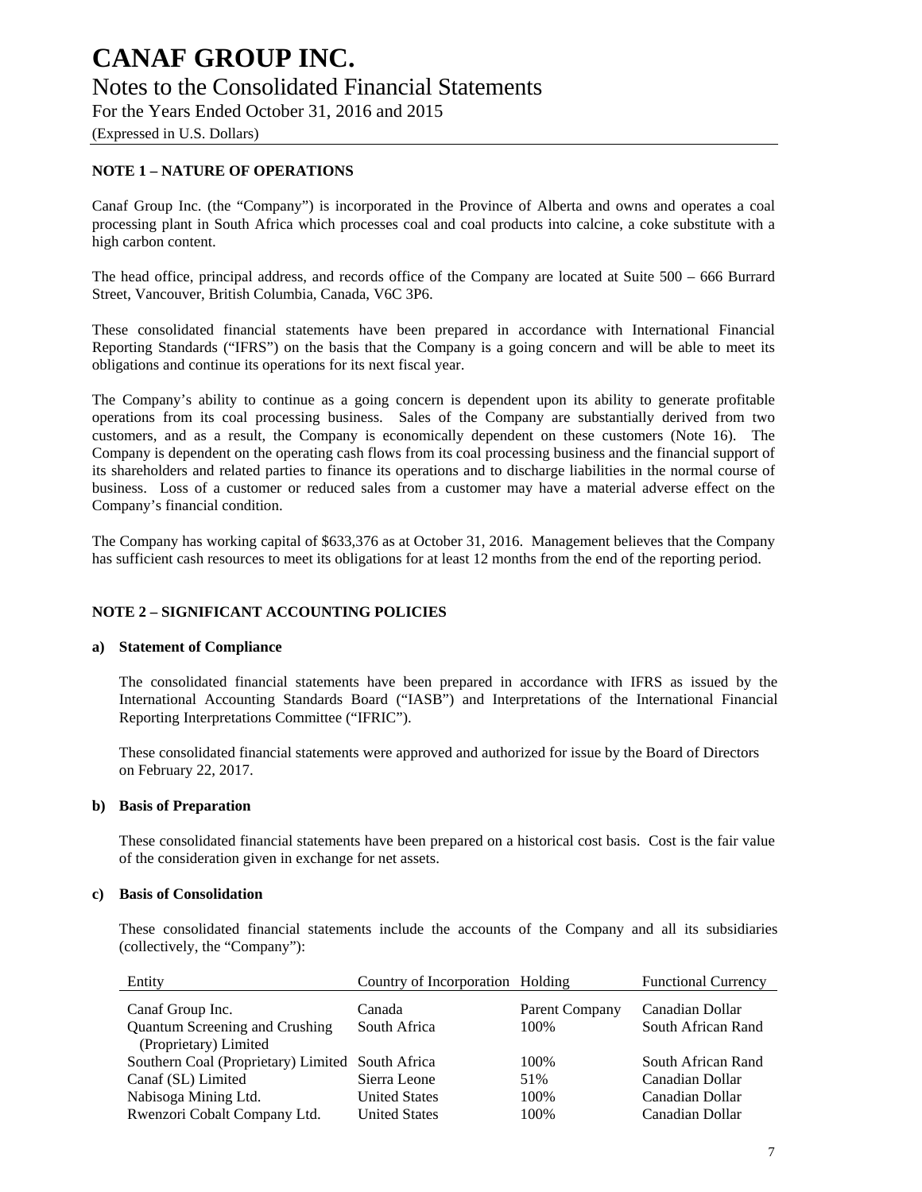# CANAF GROUP INC.

## Notes to the Consolidated Financial Statements

For the Years Ended October 31, 2016 and 2015

(Expressed in U.S. Dollars)

### NOTE 1 – NATURE OF OPERATIONS

Canaf Group Inc. (the "Company") is incorporated in the Province of Alberta and owns and operates a coal processing plant in South Africa which processes coal and coal products into calcine, a coke substitute with a high carbon content.

The head office, principal address, and records office of the Company are located at Suite 500 – 666 Burrard Street, Vancouver, British Columbia, Canada, V6C 3P6.

These consolidated financial statements have been prepared in accordance with International Financial Reporting Standards ("IFRS") on the basis that the Company is a going concern and will be able to meet its obligations and continue its operations for its next fiscal year.

The Company's ability to continue as a going concern is dependent upon its ability to generate profitable operations from its coal processing business. Sales of the Company are substantially derived from two customers, and as a result, the Company is economically dependent on these customers (Note 16). The Company is dependent on the operating cash flows from its coal processing business and the financial support of its shareholders and related parties to finance its operations and to discharge liabilities in the normal course of business. Loss of a customer or reduced sales from a customer may have a material adverse effect on the Company's financial condition.

The Company has working capital of $633,376 as at October 31, 2016. Management believes that the Company has sufficient cash resources to meet its obligations for at least 12 months from the end of the reporting period.

### NOTE 2 – SIGNIFICANT ACCOUNTING POLICIES

**a) Statement of Compliance**

The consolidated financial statements have been prepared in accordance with IFRS as issued by the International Accounting Standards Board ("IASB") and Interpretations of the International Financial Reporting Interpretations Committee ("IFRIC").

These consolidated financial statements were approved and authorized for issue by the Board of Directors on February 22, 2017.

**b) Basis of Preparation**

These consolidated financial statements have been prepared on a historical cost basis. Cost is the fair value of the consideration given in exchange for net assets.

**c) Basis of Consolidation**

These consolidated financial statements include the accounts of the Company and all its subsidiaries (collectively, the "Company"):

| Entity | Country of Incorporation | Holding | Functional Currency |
|---|---|---|---|
| Canaf Group Inc. | Canada | Parent Company | Canadian Dollar |
| Quantum Screening and Crushing (Proprietary) Limited | South Africa | 100% | South African Rand |
| Southern Coal (Proprietary) Limited | South Africa | 100% | South African Rand |
| Canaf (SL) Limited | Sierra Leone | 51% | Canadian Dollar |
| Nabisoga Mining Ltd. | United States | 100% | Canadian Dollar |
| Rwenzori Cobalt Company Ltd. | United States | 100% | Canadian Dollar |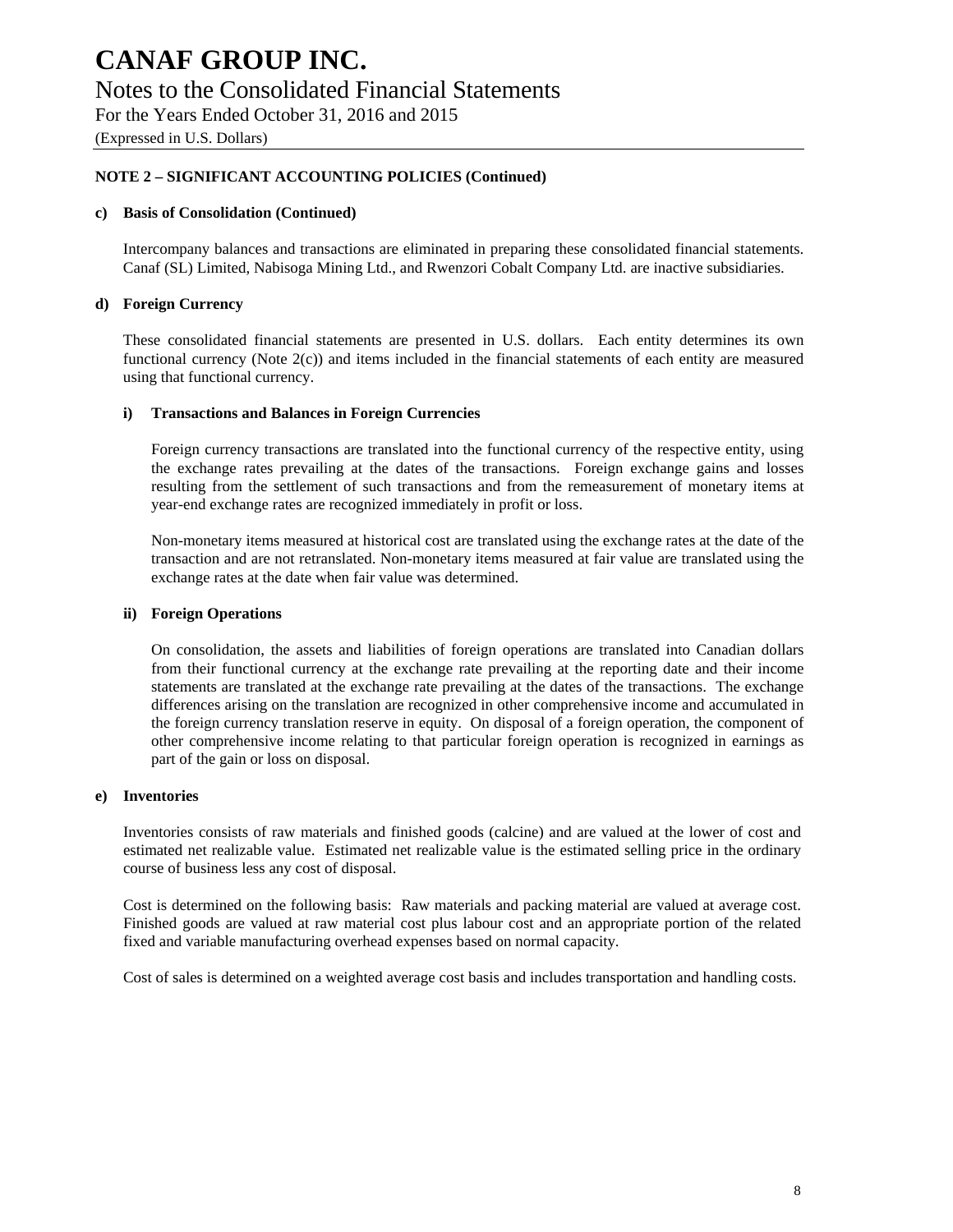# CANAF GROUP INC.

## Notes to the Consolidated Financial Statements

For the Years Ended October 31, 2016 and 2015

(Expressed in U.S. Dollars)

**NOTE 2 – SIGNIFICANT ACCOUNTING POLICIES (Continued)**

**c) Basis of Consolidation (Continued)**

Intercompany balances and transactions are eliminated in preparing these consolidated financial statements. Canaf (SL) Limited, Nabisoga Mining Ltd., and Rwenzori Cobalt Company Ltd. are inactive subsidiaries.

**d) Foreign Currency**

These consolidated financial statements are presented in U.S. dollars. Each entity determines its own functional currency (Note 2(c)) and items included in the financial statements of each entity are measured using that functional currency.

**i) Transactions and Balances in Foreign Currencies**

Foreign currency transactions are translated into the functional currency of the respective entity, using the exchange rates prevailing at the dates of the transactions. Foreign exchange gains and losses resulting from the settlement of such transactions and from the remeasurement of monetary items at year-end exchange rates are recognized immediately in profit or loss.

Non-monetary items measured at historical cost are translated using the exchange rates at the date of the transaction and are not retranslated. Non-monetary items measured at fair value are translated using the exchange rates at the date when fair value was determined.

**ii) Foreign Operations**

On consolidation, the assets and liabilities of foreign operations are translated into Canadian dollars from their functional currency at the exchange rate prevailing at the reporting date and their income statements are translated at the exchange rate prevailing at the dates of the transactions. The exchange differences arising on the translation are recognized in other comprehensive income and accumulated in the foreign currency translation reserve in equity. On disposal of a foreign operation, the component of other comprehensive income relating to that particular foreign operation is recognized in earnings as part of the gain or loss on disposal.

**e) Inventories**

Inventories consists of raw materials and finished goods (calcine) and are valued at the lower of cost and estimated net realizable value. Estimated net realizable value is the estimated selling price in the ordinary course of business less any cost of disposal.

Cost is determined on the following basis: Raw materials and packing material are valued at average cost. Finished goods are valued at raw material cost plus labour cost and an appropriate portion of the related fixed and variable manufacturing overhead expenses based on normal capacity.

Cost of sales is determined on a weighted average cost basis and includes transportation and handling costs.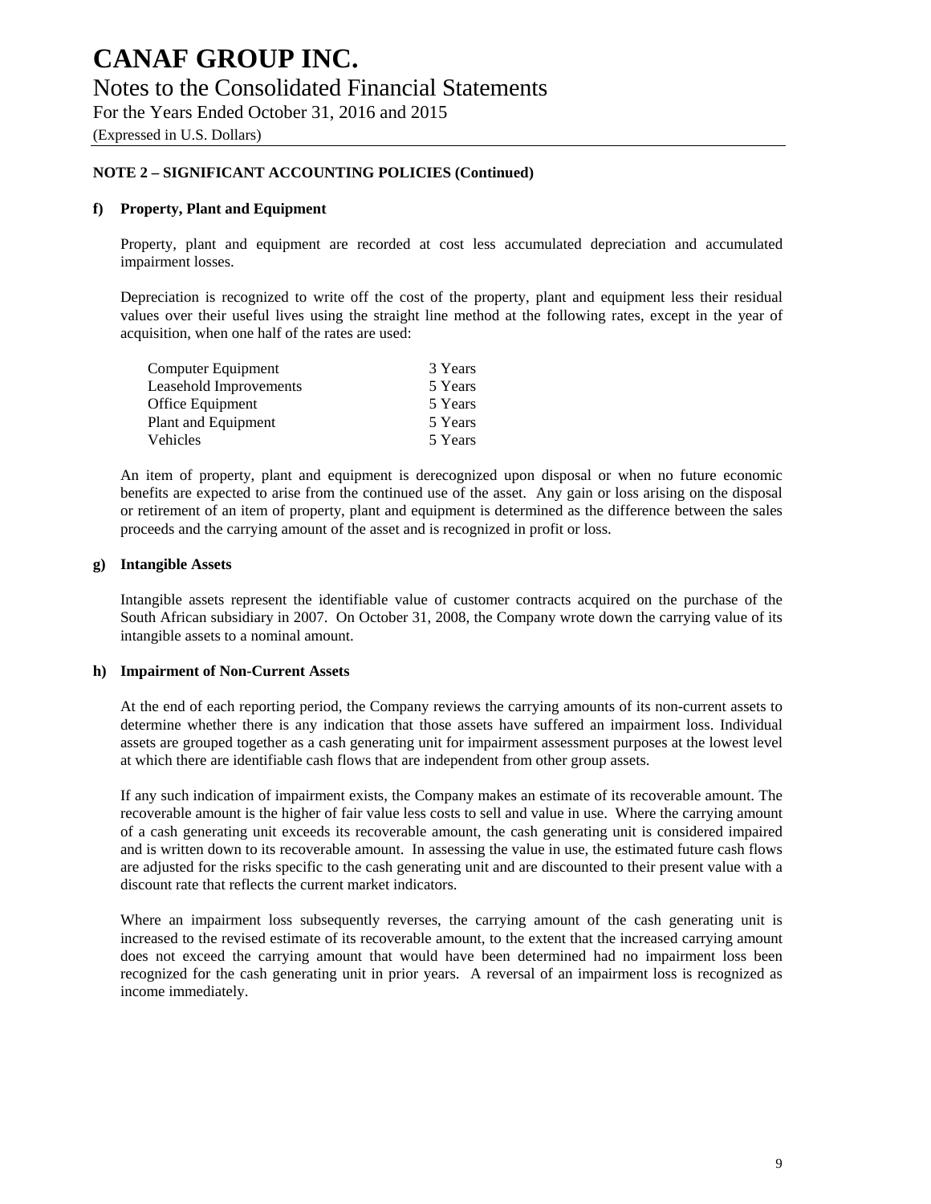**NOTE 2 – SIGNIFICANT ACCOUNTING POLICIES (Continued)**

**f) Property, Plant and Equipment**

Property, plant and equipment are recorded at cost less accumulated depreciation and accumulated impairment losses.

Depreciation is recognized to write off the cost of the property, plant and equipment less their residual values over their useful lives using the straight line method at the following rates, except in the year of acquisition, when one half of the rates are used:

| | |
|---|---|
| Computer Equipment | 3 Years |
| Leasehold Improvements | 5 Years |
| Office Equipment | 5 Years |
| Plant and Equipment | 5 Years |
| Vehicles | 5 Years |

An item of property, plant and equipment is derecognized upon disposal or when no future economic benefits are expected to arise from the continued use of the asset. Any gain or loss arising on the disposal or retirement of an item of property, plant and equipment is determined as the difference between the sales proceeds and the carrying amount of the asset and is recognized in profit or loss.

**g) Intangible Assets**

Intangible assets represent the identifiable value of customer contracts acquired on the purchase of the South African subsidiary in 2007. On October 31, 2008, the Company wrote down the carrying value of its intangible assets to a nominal amount.

**h) Impairment of Non-Current Assets**

At the end of each reporting period, the Company reviews the carrying amounts of its non-current assets to determine whether there is any indication that those assets have suffered an impairment loss. Individual assets are grouped together as a cash generating unit for impairment assessment purposes at the lowest level at which there are identifiable cash flows that are independent from other group assets.

If any such indication of impairment exists, the Company makes an estimate of its recoverable amount. The recoverable amount is the higher of fair value less costs to sell and value in use. Where the carrying amount of a cash generating unit exceeds its recoverable amount, the cash generating unit is considered impaired and is written down to its recoverable amount. In assessing the value in use, the estimated future cash flows are adjusted for the risks specific to the cash generating unit and are discounted to their present value with a discount rate that reflects the current market indicators.

Where an impairment loss subsequently reverses, the carrying amount of the cash generating unit is increased to the revised estimate of its recoverable amount, to the extent that the increased carrying amount does not exceed the carrying amount that would have been determined had no impairment loss been recognized for the cash generating unit in prior years. A reversal of an impairment loss is recognized as income immediately.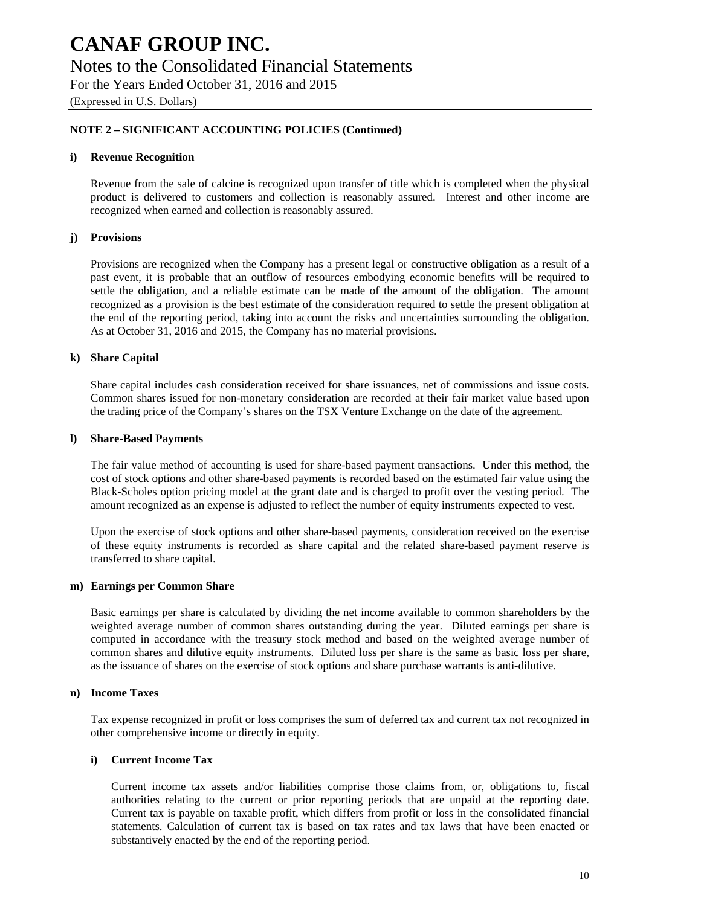**NOTE 2 – SIGNIFICANT ACCOUNTING POLICIES (Continued)**

**i) Revenue Recognition**

Revenue from the sale of calcine is recognized upon transfer of title which is completed when the physical product is delivered to customers and collection is reasonably assured. Interest and other income are recognized when earned and collection is reasonably assured.

**j) Provisions**

Provisions are recognized when the Company has a present legal or constructive obligation as a result of a past event, it is probable that an outflow of resources embodying economic benefits will be required to settle the obligation, and a reliable estimate can be made of the amount of the obligation. The amount recognized as a provision is the best estimate of the consideration required to settle the present obligation at the end of the reporting period, taking into account the risks and uncertainties surrounding the obligation. As at October 31, 2016 and 2015, the Company has no material provisions.

**k) Share Capital**

Share capital includes cash consideration received for share issuances, net of commissions and issue costs. Common shares issued for non-monetary consideration are recorded at their fair market value based upon the trading price of the Company's shares on the TSX Venture Exchange on the date of the agreement.

**l) Share-Based Payments**

The fair value method of accounting is used for share-based payment transactions. Under this method, the cost of stock options and other share-based payments is recorded based on the estimated fair value using the Black-Scholes option pricing model at the grant date and is charged to profit over the vesting period. The amount recognized as an expense is adjusted to reflect the number of equity instruments expected to vest.

Upon the exercise of stock options and other share-based payments, consideration received on the exercise of these equity instruments is recorded as share capital and the related share-based payment reserve is transferred to share capital.

**m) Earnings per Common Share**

Basic earnings per share is calculated by dividing the net income available to common shareholders by the weighted average number of common shares outstanding during the year. Diluted earnings per share is computed in accordance with the treasury stock method and based on the weighted average number of common shares and dilutive equity instruments. Diluted loss per share is the same as basic loss per share, as the issuance of shares on the exercise of stock options and share purchase warrants is anti-dilutive.

**n) Income Taxes**

Tax expense recognized in profit or loss comprises the sum of deferred tax and current tax not recognized in other comprehensive income or directly in equity.

**i) Current Income Tax**

Current income tax assets and/or liabilities comprise those claims from, or, obligations to, fiscal authorities relating to the current or prior reporting periods that are unpaid at the reporting date. Current tax is payable on taxable profit, which differs from profit or loss in the consolidated financial statements. Calculation of current tax is based on tax rates and tax laws that have been enacted or substantively enacted by the end of the reporting period.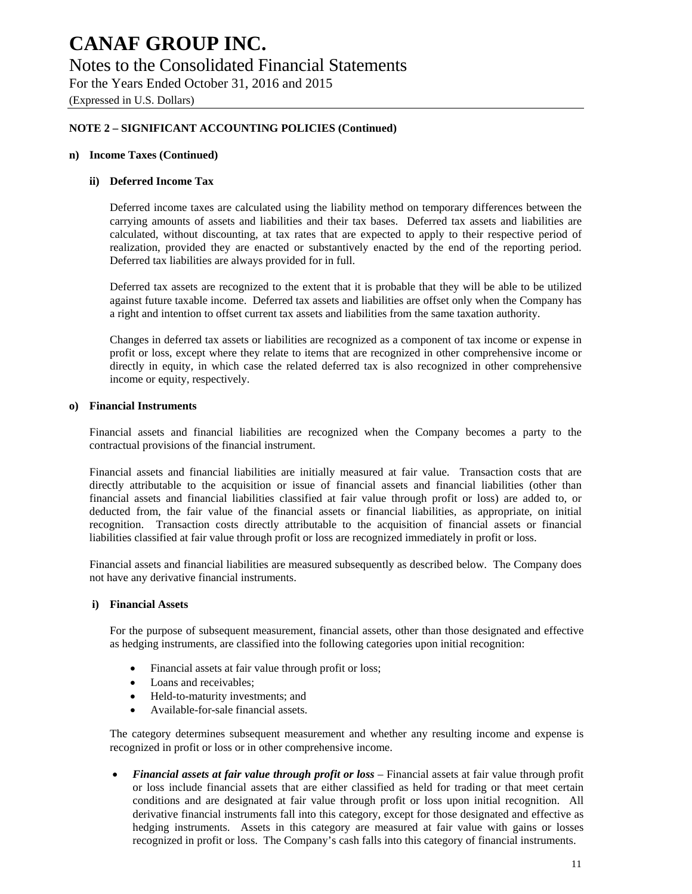**NOTE 2 – SIGNIFICANT ACCOUNTING POLICIES (Continued)**

**n) Income Taxes (Continued)**

**ii) Deferred Income Tax**

Deferred income taxes are calculated using the liability method on temporary differences between the carrying amounts of assets and liabilities and their tax bases. Deferred tax assets and liabilities are calculated, without discounting, at tax rates that are expected to apply to their respective period of realization, provided they are enacted or substantively enacted by the end of the reporting period. Deferred tax liabilities are always provided for in full.

Deferred tax assets are recognized to the extent that it is probable that they will be able to be utilized against future taxable income. Deferred tax assets and liabilities are offset only when the Company has a right and intention to offset current tax assets and liabilities from the same taxation authority.

Changes in deferred tax assets or liabilities are recognized as a component of tax income or expense in profit or loss, except where they relate to items that are recognized in other comprehensive income or directly in equity, in which case the related deferred tax is also recognized in other comprehensive income or equity, respectively.

**o) Financial Instruments**

Financial assets and financial liabilities are recognized when the Company becomes a party to the contractual provisions of the financial instrument.

Financial assets and financial liabilities are initially measured at fair value. Transaction costs that are directly attributable to the acquisition or issue of financial assets and financial liabilities (other than financial assets and financial liabilities classified at fair value through profit or loss) are added to, or deducted from, the fair value of the financial assets or financial liabilities, as appropriate, on initial recognition. Transaction costs directly attributable to the acquisition of financial assets or financial liabilities classified at fair value through profit or loss are recognized immediately in profit or loss.

Financial assets and financial liabilities are measured subsequently as described below. The Company does not have any derivative financial instruments.

**i) Financial Assets**

For the purpose of subsequent measurement, financial assets, other than those designated and effective as hedging instruments, are classified into the following categories upon initial recognition:

- Financial assets at fair value through profit or loss;
- Loans and receivables;
- Held-to-maturity investments; and
- Available-for-sale financial assets.

The category determines subsequent measurement and whether any resulting income and expense is recognized in profit or loss or in other comprehensive income.

- ***Financial assets at fair value through profit or loss*** – Financial assets at fair value through profit or loss include financial assets that are either classified as held for trading or that meet certain conditions and are designated at fair value through profit or loss upon initial recognition. All derivative financial instruments fall into this category, except for those designated and effective as hedging instruments. Assets in this category are measured at fair value with gains or losses recognized in profit or loss. The Company's cash falls into this category of financial instruments.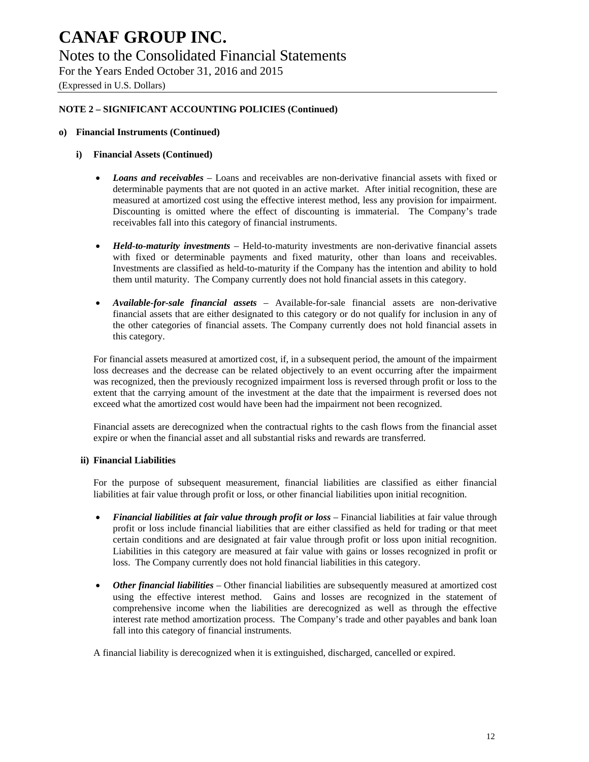# CANAF GROUP INC.

Notes to the Consolidated Financial Statements

For the Years Ended October 31, 2016 and 2015

(Expressed in U.S. Dollars)

**NOTE 2 – SIGNIFICANT ACCOUNTING POLICIES (Continued)**

**o) Financial Instruments (Continued)**

**i) Financial Assets (Continued)**

- ***Loans and receivables*** – Loans and receivables are non-derivative financial assets with fixed or determinable payments that are not quoted in an active market. After initial recognition, these are measured at amortized cost using the effective interest method, less any provision for impairment. Discounting is omitted where the effect of discounting is immaterial. The Company's trade receivables fall into this category of financial instruments.

- ***Held-to-maturity investments*** – Held-to-maturity investments are non-derivative financial assets with fixed or determinable payments and fixed maturity, other than loans and receivables. Investments are classified as held-to-maturity if the Company has the intention and ability to hold them until maturity. The Company currently does not hold financial assets in this category.

- ***Available-for-sale financial assets*** – Available-for-sale financial assets are non-derivative financial assets that are either designated to this category or do not qualify for inclusion in any of the other categories of financial assets. The Company currently does not hold financial assets in this category.

For financial assets measured at amortized cost, if, in a subsequent period, the amount of the impairment loss decreases and the decrease can be related objectively to an event occurring after the impairment was recognized, then the previously recognized impairment loss is reversed through profit or loss to the extent that the carrying amount of the investment at the date that the impairment is reversed does not exceed what the amortized cost would have been had the impairment not been recognized.

Financial assets are derecognized when the contractual rights to the cash flows from the financial asset expire or when the financial asset and all substantial risks and rewards are transferred.

**ii) Financial Liabilities**

For the purpose of subsequent measurement, financial liabilities are classified as either financial liabilities at fair value through profit or loss, or other financial liabilities upon initial recognition.

- ***Financial liabilities at fair value through profit or loss*** – Financial liabilities at fair value through profit or loss include financial liabilities that are either classified as held for trading or that meet certain conditions and are designated at fair value through profit or loss upon initial recognition. Liabilities in this category are measured at fair value with gains or losses recognized in profit or loss. The Company currently does not hold financial liabilities in this category.

- ***Other financial liabilities*** – Other financial liabilities are subsequently measured at amortized cost using the effective interest method. Gains and losses are recognized in the statement of comprehensive income when the liabilities are derecognized as well as through the effective interest rate method amortization process. The Company's trade and other payables and bank loan fall into this category of financial instruments.

A financial liability is derecognized when it is extinguished, discharged, cancelled or expired.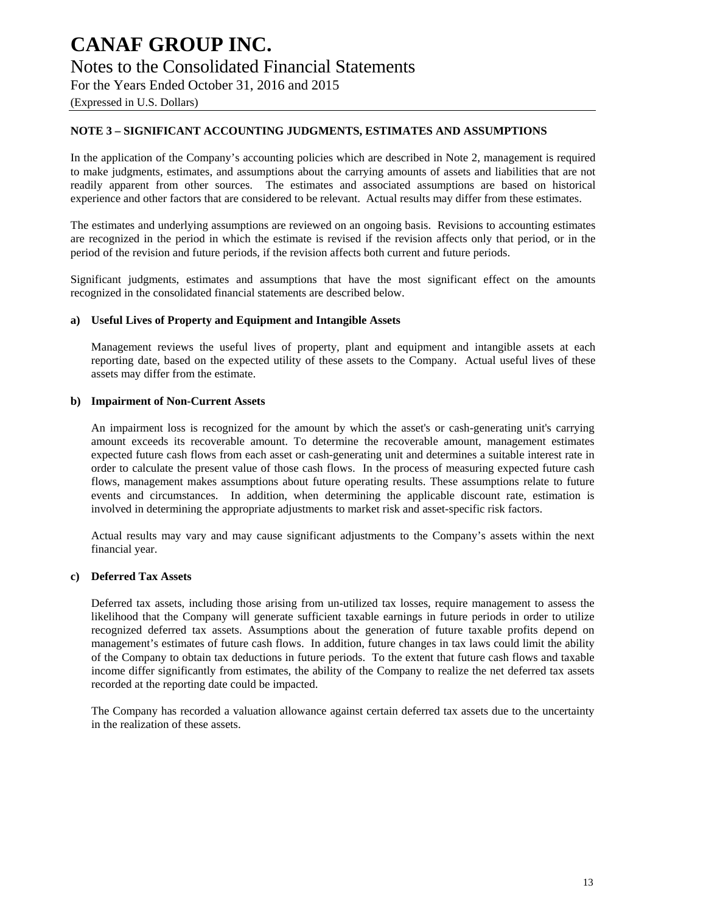### NOTE 3 – SIGNIFICANT ACCOUNTING JUDGMENTS, ESTIMATES AND ASSUMPTIONS

In the application of the Company's accounting policies which are described in Note 2, management is required to make judgments, estimates, and assumptions about the carrying amounts of assets and liabilities that are not readily apparent from other sources. The estimates and associated assumptions are based on historical experience and other factors that are considered to be relevant. Actual results may differ from these estimates.

The estimates and underlying assumptions are reviewed on an ongoing basis. Revisions to accounting estimates are recognized in the period in which the estimate is revised if the revision affects only that period, or in the period of the revision and future periods, if the revision affects both current and future periods.

Significant judgments, estimates and assumptions that have the most significant effect on the amounts recognized in the consolidated financial statements are described below.

**a) Useful Lives of Property and Equipment and Intangible Assets**

Management reviews the useful lives of property, plant and equipment and intangible assets at each reporting date, based on the expected utility of these assets to the Company. Actual useful lives of these assets may differ from the estimate.

**b) Impairment of Non-Current Assets**

An impairment loss is recognized for the amount by which the asset's or cash-generating unit's carrying amount exceeds its recoverable amount. To determine the recoverable amount, management estimates expected future cash flows from each asset or cash-generating unit and determines a suitable interest rate in order to calculate the present value of those cash flows. In the process of measuring expected future cash flows, management makes assumptions about future operating results. These assumptions relate to future events and circumstances. In addition, when determining the applicable discount rate, estimation is involved in determining the appropriate adjustments to market risk and asset-specific risk factors.

Actual results may vary and may cause significant adjustments to the Company's assets within the next financial year.

**c) Deferred Tax Assets**

Deferred tax assets, including those arising from un-utilized tax losses, require management to assess the likelihood that the Company will generate sufficient taxable earnings in future periods in order to utilize recognized deferred tax assets. Assumptions about the generation of future taxable profits depend on management's estimates of future cash flows. In addition, future changes in tax laws could limit the ability of the Company to obtain tax deductions in future periods. To the extent that future cash flows and taxable income differ significantly from estimates, the ability of the Company to realize the net deferred tax assets recorded at the reporting date could be impacted.

The Company has recorded a valuation allowance against certain deferred tax assets due to the uncertainty in the realization of these assets.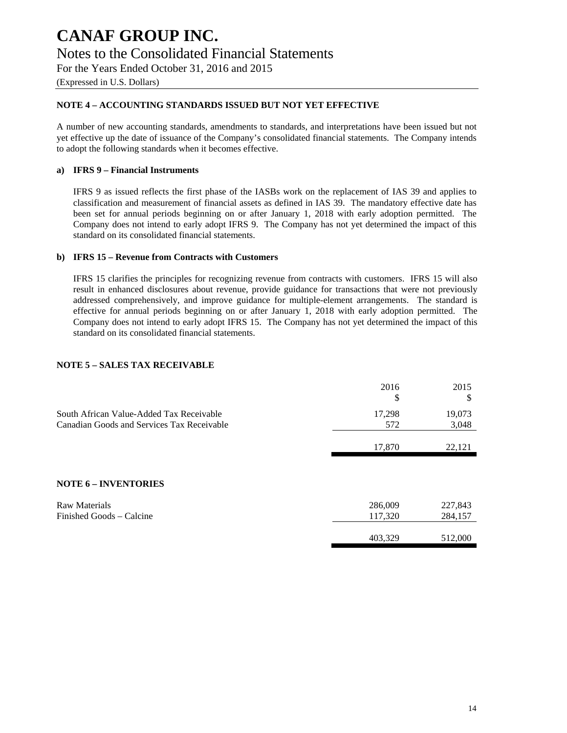## NOTE 4 – ACCOUNTING STANDARDS ISSUED BUT NOT YET EFFECTIVE

A number of new accounting standards, amendments to standards, and interpretations have been issued but not yet effective up the date of issuance of the Company's consolidated financial statements. The Company intends to adopt the following standards when it becomes effective.

### a) IFRS 9 – Financial Instruments

IFRS 9 as issued reflects the first phase of the IASBs work on the replacement of IAS 39 and applies to classification and measurement of financial assets as defined in IAS 39. The mandatory effective date has been set for annual periods beginning on or after January 1, 2018 with early adoption permitted. The Company does not intend to early adopt IFRS 9. The Company has not yet determined the impact of this standard on its consolidated financial statements.

### b) IFRS 15 – Revenue from Contracts with Customers

IFRS 15 clarifies the principles for recognizing revenue from contracts with customers. IFRS 15 will also result in enhanced disclosures about revenue, provide guidance for transactions that were not previously addressed comprehensively, and improve guidance for multiple-element arrangements. The standard is effective for annual periods beginning on or after January 1, 2018 with early adoption permitted. The Company does not intend to early adopt IFRS 15. The Company has not yet determined the impact of this standard on its consolidated financial statements.

## NOTE 5 – SALES TAX RECEIVABLE

| | 2016<br>$ | 2015<br>$ |
|---|---|---|
| South African Value-Added Tax Receivable | 17,298 | 19,073 |
| Canadian Goods and Services Tax Receivable | 572 | 3,048 |
| | 17,870 | 22,121 |

## NOTE 6 – INVENTORIES

| | 2016 | 2015 |
|---|---|---|
| Raw Materials | 286,009 | 227,843 |
| Finished Goods – Calcine | 117,320 | 284,157 |
| | 403,329 | 512,000 |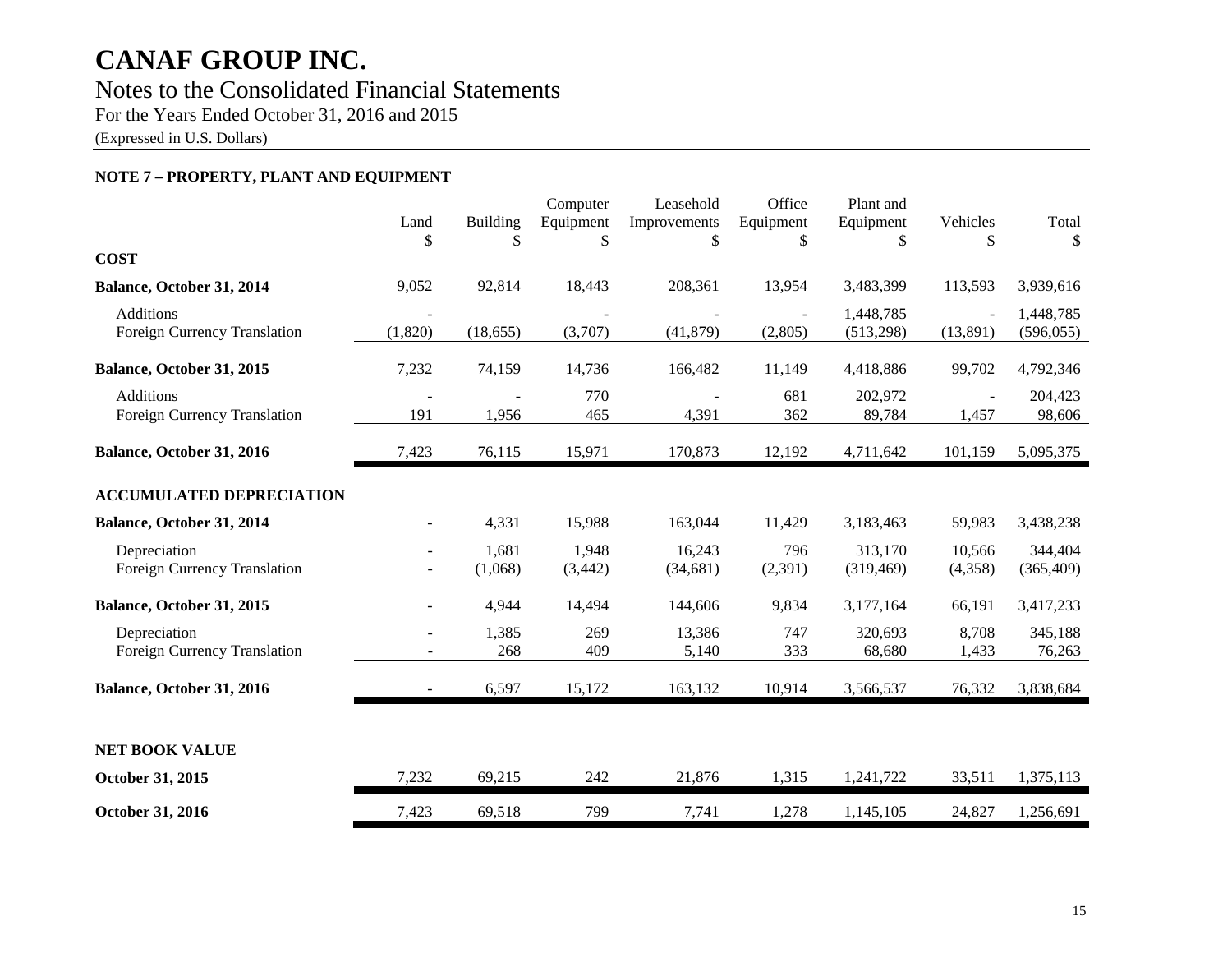# CANAF GROUP INC.

## Notes to the Consolidated Financial Statements

For the Years Ended October 31, 2016 and 2015

(Expressed in U.S. Dollars)

### NOTE 7 – PROPERTY, PLANT AND EQUIPMENT

| | Land<br>$ | Building<br>$ | Computer Equipment<br>$ | Leasehold Improvements<br>$ | Office Equipment<br>$ | Plant and Equipment<br>$ | Vehicles<br>$ | Total<br>$ |
|---|---|---|---|---|---|---|---|---|
| **COST** | | | | | | | | |
| **Balance, October 31, 2014** | 9,052 | 92,814 | 18,443 | 208,361 | 13,954 | 3,483,399 | 113,593 | 3,939,616 |
| Additions | - | - | - | - | - | 1,448,785 | - | 1,448,785 |
| Foreign Currency Translation | (1,820) | (18,655) | (3,707) | (41,879) | (2,805) | (513,298) | (13,891) | (596,055) |
| **Balance, October 31, 2015** | 7,232 | 74,159 | 14,736 | 166,482 | 11,149 | 4,418,886 | 99,702 | 4,792,346 |
| Additions | - | - | 770 | - | 681 | 202,972 | - | 204,423 |
| Foreign Currency Translation | 191 | 1,956 | 465 | 4,391 | 362 | 89,784 | 1,457 | 98,606 |
| **Balance, October 31, 2016** | 7,423 | 76,115 | 15,971 | 170,873 | 12,192 | 4,711,642 | 101,159 | 5,095,375 |
| **ACCUMULATED DEPRECIATION** | | | | | | | | |
| **Balance, October 31, 2014** | - | 4,331 | 15,988 | 163,044 | 11,429 | 3,183,463 | 59,983 | 3,438,238 |
| Depreciation | - | 1,681 | 1,948 | 16,243 | 796 | 313,170 | 10,566 | 344,404 |
| Foreign Currency Translation | - | (1,068) | (3,442) | (34,681) | (2,391) | (319,469) | (4,358) | (365,409) |
| **Balance, October 31, 2015** | - | 4,944 | 14,494 | 144,606 | 9,834 | 3,177,164 | 66,191 | 3,417,233 |
| Depreciation | - | 1,385 | 269 | 13,386 | 747 | 320,693 | 8,708 | 345,188 |
| Foreign Currency Translation | - | 268 | 409 | 5,140 | 333 | 68,680 | 1,433 | 76,263 |
| **Balance, October 31, 2016** | - | 6,597 | 15,172 | 163,132 | 10,914 | 3,566,537 | 76,332 | 3,838,684 |
| **NET BOOK VALUE** | | | | | | | | |
| **October 31, 2015** | 7,232 | 69,215 | 242 | 21,876 | 1,315 | 1,241,722 | 33,511 | 1,375,113 |
| **October 31, 2016** | 7,423 | 69,518 | 799 | 7,741 | 1,278 | 1,145,105 | 24,827 | 1,256,691 |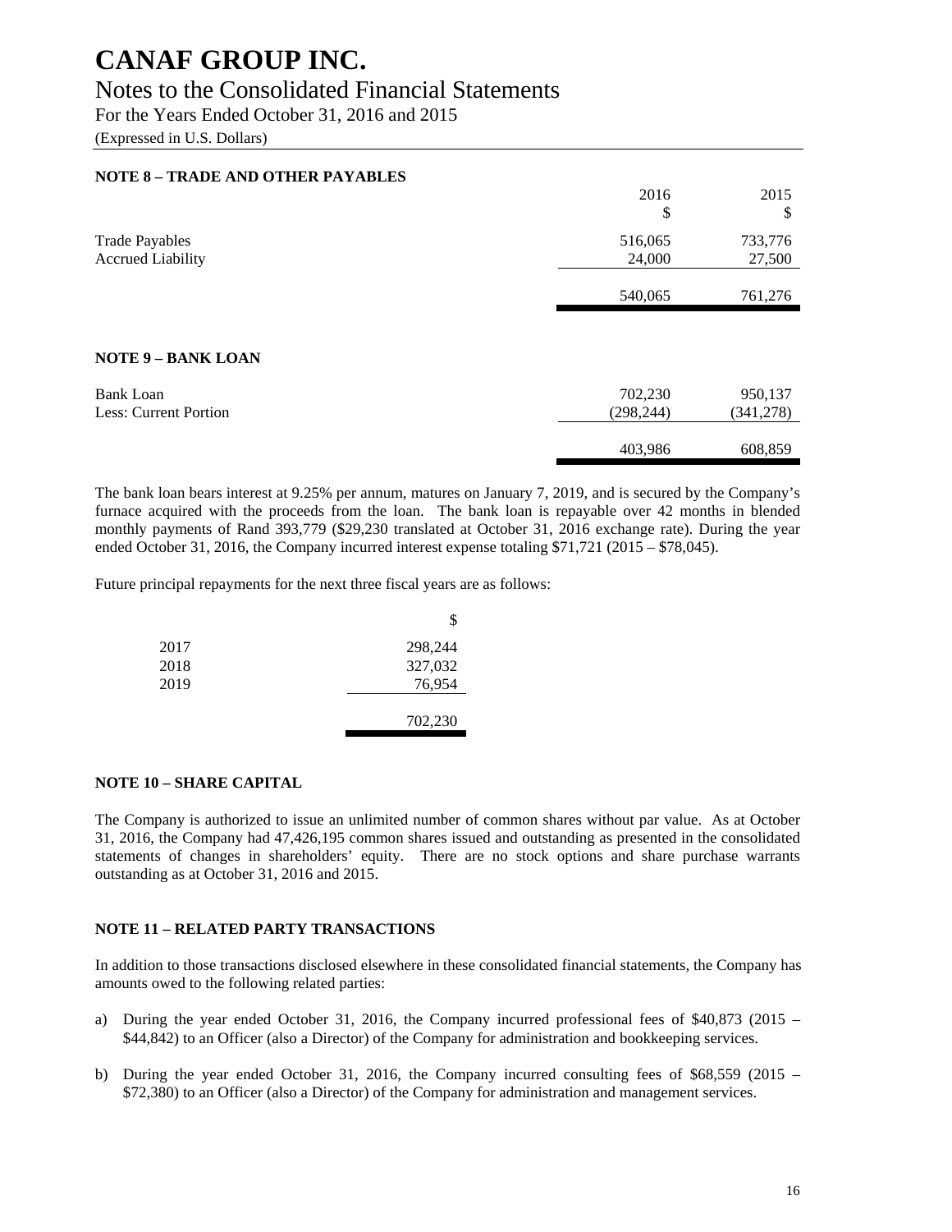# CANAF GROUP INC.

## Notes to the Consolidated Financial Statements

For the Years Ended October 31, 2016 and 2015

(Expressed in U.S. Dollars)

### NOTE 8 – TRADE AND OTHER PAYABLES

| | 2016 | 2015 |
|---|---|---|
| | $ | $ |
| Trade Payables | 516,065 | 733,776 |
| Accrued Liability | 24,000 | 27,500 |
| | 540,065 | 761,276 |

### NOTE 9 – BANK LOAN

| | | |
|---|---|---|
| Bank Loan | 702,230 | 950,137 |
| Less: Current Portion | (298,244) | (341,278) |
| | 403,986 | 608,859 |

The bank loan bears interest at 9.25% per annum, matures on January 7, 2019, and is secured by the Company's furnace acquired with the proceeds from the loan. The bank loan is repayable over 42 months in blended monthly payments of Rand 393,779 ($29,230 translated at October 31, 2016 exchange rate). During the year ended October 31, 2016, the Company incurred interest expense totaling $71,721 (2015 – $78,045).

Future principal repayments for the next three fiscal years are as follows:

| | $ |
|---|---|
| 2017 | 298,244 |
| 2018 | 327,032 |
| 2019 | 76,954 |
| | 702,230 |

### NOTE 10 – SHARE CAPITAL

The Company is authorized to issue an unlimited number of common shares without par value. As at October 31, 2016, the Company had 47,426,195 common shares issued and outstanding as presented in the consolidated statements of changes in shareholders' equity. There are no stock options and share purchase warrants outstanding as at October 31, 2016 and 2015.

### NOTE 11 – RELATED PARTY TRANSACTIONS

In addition to those transactions disclosed elsewhere in these consolidated financial statements, the Company has amounts owed to the following related parties:

a) During the year ended October 31, 2016, the Company incurred professional fees of $40,873 (2015 – $44,842) to an Officer (also a Director) of the Company for administration and bookkeeping services.

b) During the year ended October 31, 2016, the Company incurred consulting fees of $68,559 (2015 – $72,380) to an Officer (also a Director) of the Company for administration and management services.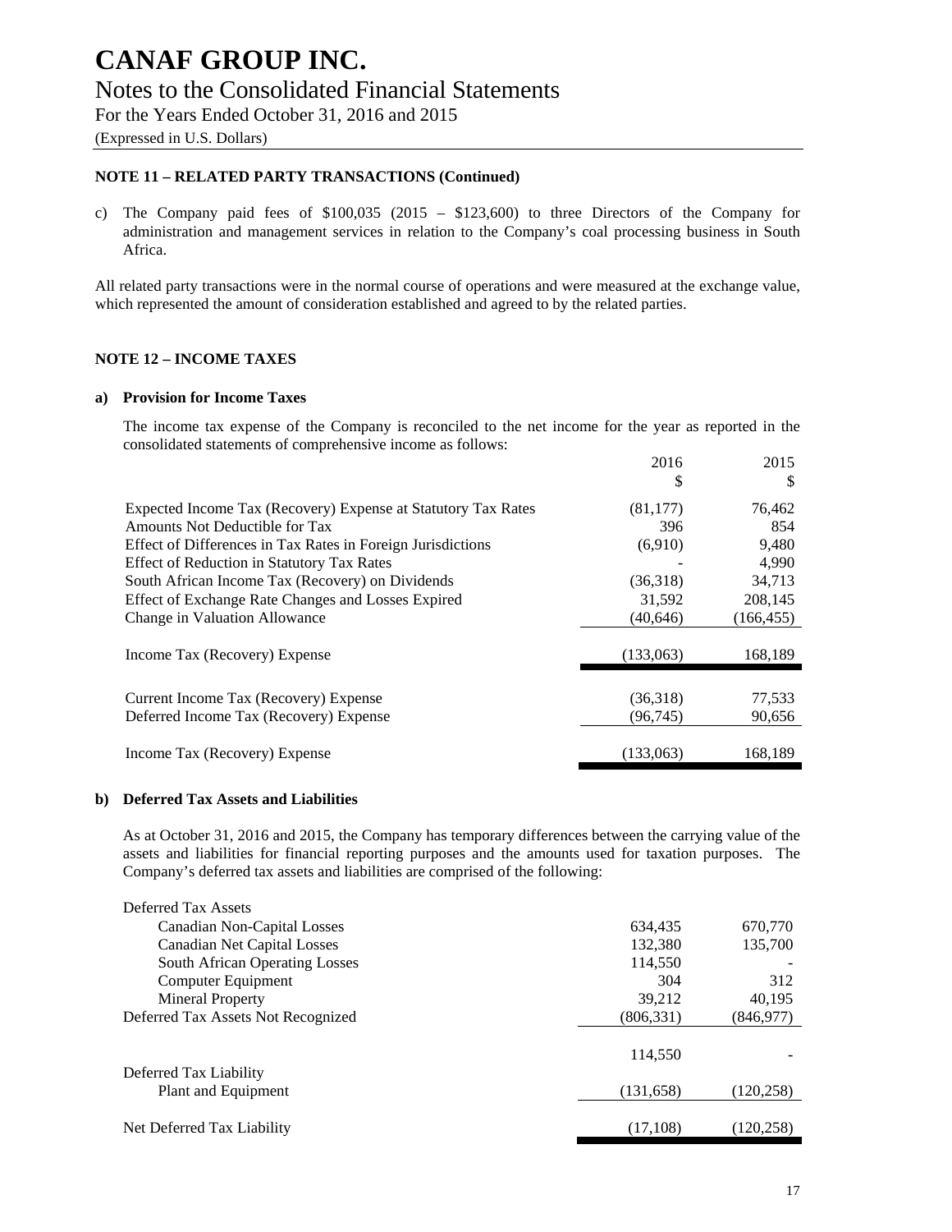# CANAF GROUP INC.

## Notes to the Consolidated Financial Statements

For the Years Ended October 31, 2016 and 2015

(Expressed in U.S. Dollars)

### NOTE 11 – RELATED PARTY TRANSACTIONS (Continued)

c) The Company paid fees of $100,035 (2015 – $123,600) to three Directors of the Company for administration and management services in relation to the Company's coal processing business in South Africa.

All related party transactions were in the normal course of operations and were measured at the exchange value, which represented the amount of consideration established and agreed to by the related parties.

### NOTE 12 – INCOME TAXES

#### a) Provision for Income Taxes

The income tax expense of the Company is reconciled to the net income for the year as reported in the consolidated statements of comprehensive income as follows:

| | 2016<br>$ | 2015<br>$ |
|---|---|---|
| Expected Income Tax (Recovery) Expense at Statutory Tax Rates | (81,177) | 76,462 |
| Amounts Not Deductible for Tax | 396 | 854 |
| Effect of Differences in Tax Rates in Foreign Jurisdictions | (6,910) | 9,480 |
| Effect of Reduction in Statutory Tax Rates | - | 4,990 |
| South African Income Tax (Recovery) on Dividends | (36,318) | 34,713 |
| Effect of Exchange Rate Changes and Losses Expired | 31,592 | 208,145 |
| Change in Valuation Allowance | (40,646) | (166,455) |
| Income Tax (Recovery) Expense | (133,063) | 168,189 |
| | | |
| Current Income Tax (Recovery) Expense | (36,318) | 77,533 |
| Deferred Income Tax (Recovery) Expense | (96,745) | 90,656 |
| Income Tax (Recovery) Expense | (133,063) | 168,189 |

#### b) Deferred Tax Assets and Liabilities

As at October 31, 2016 and 2015, the Company has temporary differences between the carrying value of the assets and liabilities for financial reporting purposes and the amounts used for taxation purposes. The Company's deferred tax assets and liabilities are comprised of the following:

| | 2016 | 2015 |
|---|---|---|
| Deferred Tax Assets | | |
| Canadian Non-Capital Losses | 634,435 | 670,770 |
| Canadian Net Capital Losses | 132,380 | 135,700 |
| South African Operating Losses | 114,550 | - |
| Computer Equipment | 304 | 312 |
| Mineral Property | 39,212 | 40,195 |
| Deferred Tax Assets Not Recognized | (806,331) | (846,977) |
| | 114,550 | - |
| Deferred Tax Liability | | |
| Plant and Equipment | (131,658) | (120,258) |
| Net Deferred Tax Liability | (17,108) | (120,258) |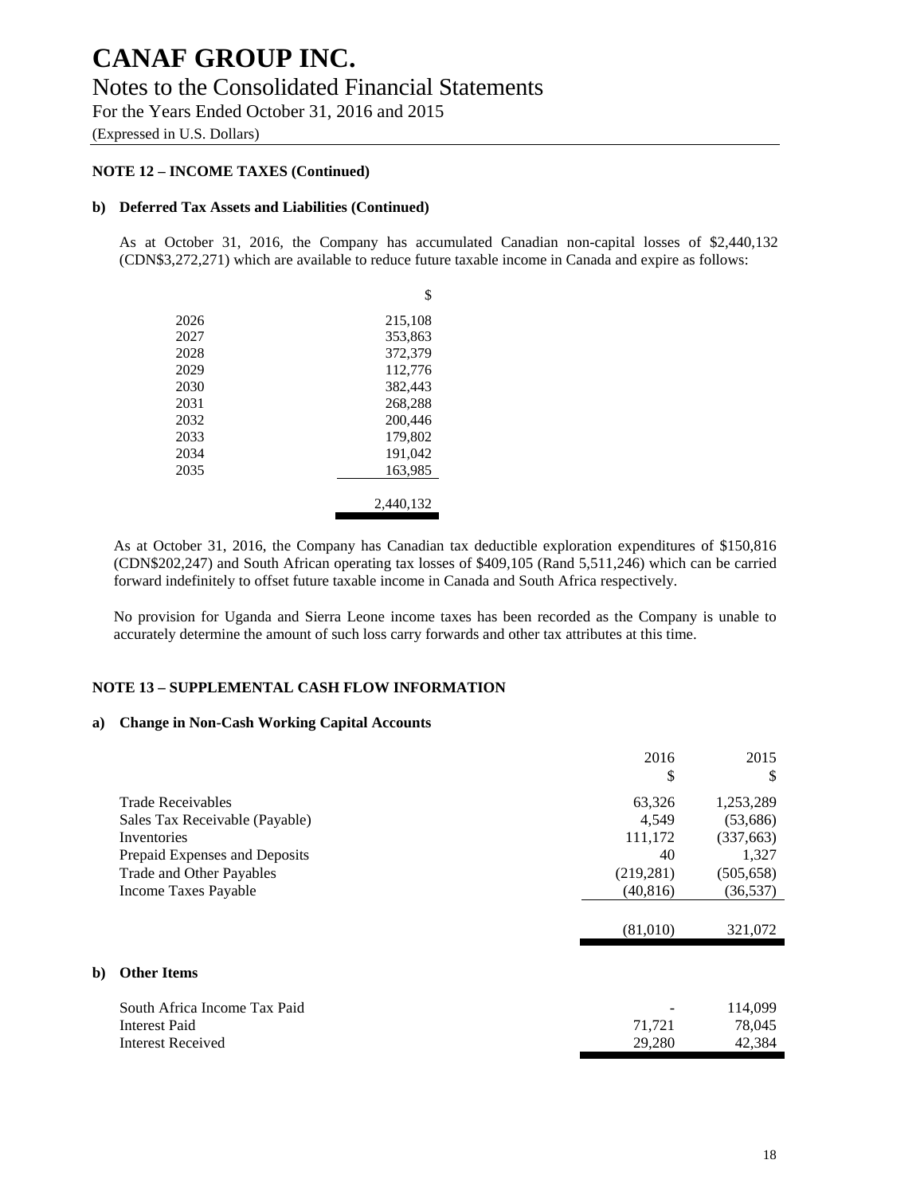# CANAF GROUP INC.

## Notes to the Consolidated Financial Statements

For the Years Ended October 31, 2016 and 2015

(Expressed in U.S. Dollars)

**NOTE 12 – INCOME TAXES (Continued)**

**b) Deferred Tax Assets and Liabilities (Continued)**

As at October 31, 2016, the Company has accumulated Canadian non-capital losses of $2,440,132 (CDN$3,272,271) which are available to reduce future taxable income in Canada and expire as follows:

| | $ |
|---|---|
| 2026 | 215,108 |
| 2027 | 353,863 |
| 2028 | 372,379 |
| 2029 | 112,776 |
| 2030 | 382,443 |
| 2031 | 268,288 |
| 2032 | 200,446 |
| 2033 | 179,802 |
| 2034 | 191,042 |
| 2035 | 163,985 |
| | 2,440,132 |

As at October 31, 2016, the Company has Canadian tax deductible exploration expenditures of $150,816 (CDN$202,247) and South African operating tax losses of $409,105 (Rand 5,511,246) which can be carried forward indefinitely to offset future taxable income in Canada and South Africa respectively.

No provision for Uganda and Sierra Leone income taxes has been recorded as the Company is unable to accurately determine the amount of such loss carry forwards and other tax attributes at this time.

**NOTE 13 – SUPPLEMENTAL CASH FLOW INFORMATION**

**a) Change in Non-Cash Working Capital Accounts**

| | 2016<br>$ | 2015<br>$ |
|---|---|---|
| Trade Receivables | 63,326 | 1,253,289 |
| Sales Tax Receivable (Payable) | 4,549 | (53,686) |
| Inventories | 111,172 | (337,663) |
| Prepaid Expenses and Deposits | 40 | 1,327 |
| Trade and Other Payables | (219,281) | (505,658) |
| Income Taxes Payable | (40,816) | (36,537) |
| | (81,010) | 321,072 |

**b) Other Items**

| | 2016 | 2015 |
|---|---|---|
| South Africa Income Tax Paid | - | 114,099 |
| Interest Paid | 71,721 | 78,045 |
| Interest Received | 29,280 | 42,384 |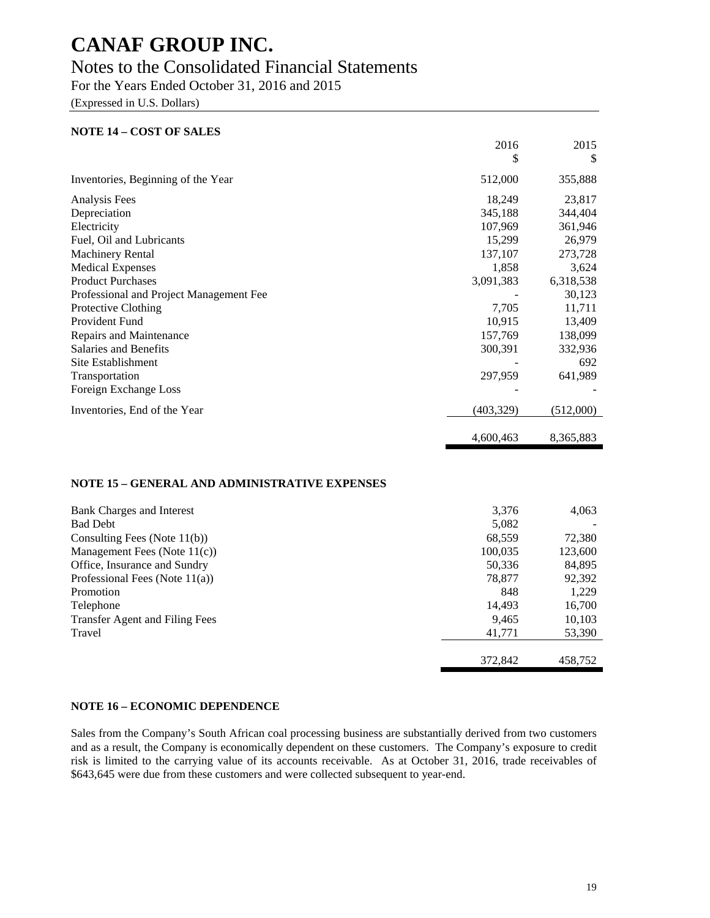# CANAF GROUP INC.

## Notes to the Consolidated Financial Statements

For the Years Ended October 31, 2016 and 2015

(Expressed in U.S. Dollars)

### NOTE 14 – COST OF SALES

| | 2016<br>$ | 2015<br>$ |
|---|---|---|
| Inventories, Beginning of the Year | 512,000 | 355,888 |
| Analysis Fees | 18,249 | 23,817 |
| Depreciation | 345,188 | 344,404 |
| Electricity | 107,969 | 361,946 |
| Fuel, Oil and Lubricants | 15,299 | 26,979 |
| Machinery Rental | 137,107 | 273,728 |
| Medical Expenses | 1,858 | 3,624 |
| Product Purchases | 3,091,383 | 6,318,538 |
| Professional and Project Management Fee | - | 30,123 |
| Protective Clothing | 7,705 | 11,711 |
| Provident Fund | 10,915 | 13,409 |
| Repairs and Maintenance | 157,769 | 138,099 |
| Salaries and Benefits | 300,391 | 332,936 |
| Site Establishment | - | 692 |
| Transportation | 297,959 | 641,989 |
| Foreign Exchange Loss | - | - |
| Inventories, End of the Year | (403,329) | (512,000) |
| | 4,600,463 | 8,365,883 |

### NOTE 15 – GENERAL AND ADMINISTRATIVE EXPENSES

| | 2016 | 2015 |
|---|---|---|
| Bank Charges and Interest | 3,376 | 4,063 |
| Bad Debt | 5,082 | - |
| Consulting Fees (Note 11(b)) | 68,559 | 72,380 |
| Management Fees (Note 11(c)) | 100,035 | 123,600 |
| Office, Insurance and Sundry | 50,336 | 84,895 |
| Professional Fees (Note 11(a)) | 78,877 | 92,392 |
| Promotion | 848 | 1,229 |
| Telephone | 14,493 | 16,700 |
| Transfer Agent and Filing Fees | 9,465 | 10,103 |
| Travel | 41,771 | 53,390 |
| | 372,842 | 458,752 |

### NOTE 16 – ECONOMIC DEPENDENCE

Sales from the Company's South African coal processing business are substantially derived from two customers and as a result, the Company is economically dependent on these customers. The Company's exposure to credit risk is limited to the carrying value of its accounts receivable. As at October 31, 2016, trade receivables of $643,645 were due from these customers and were collected subsequent to year-end.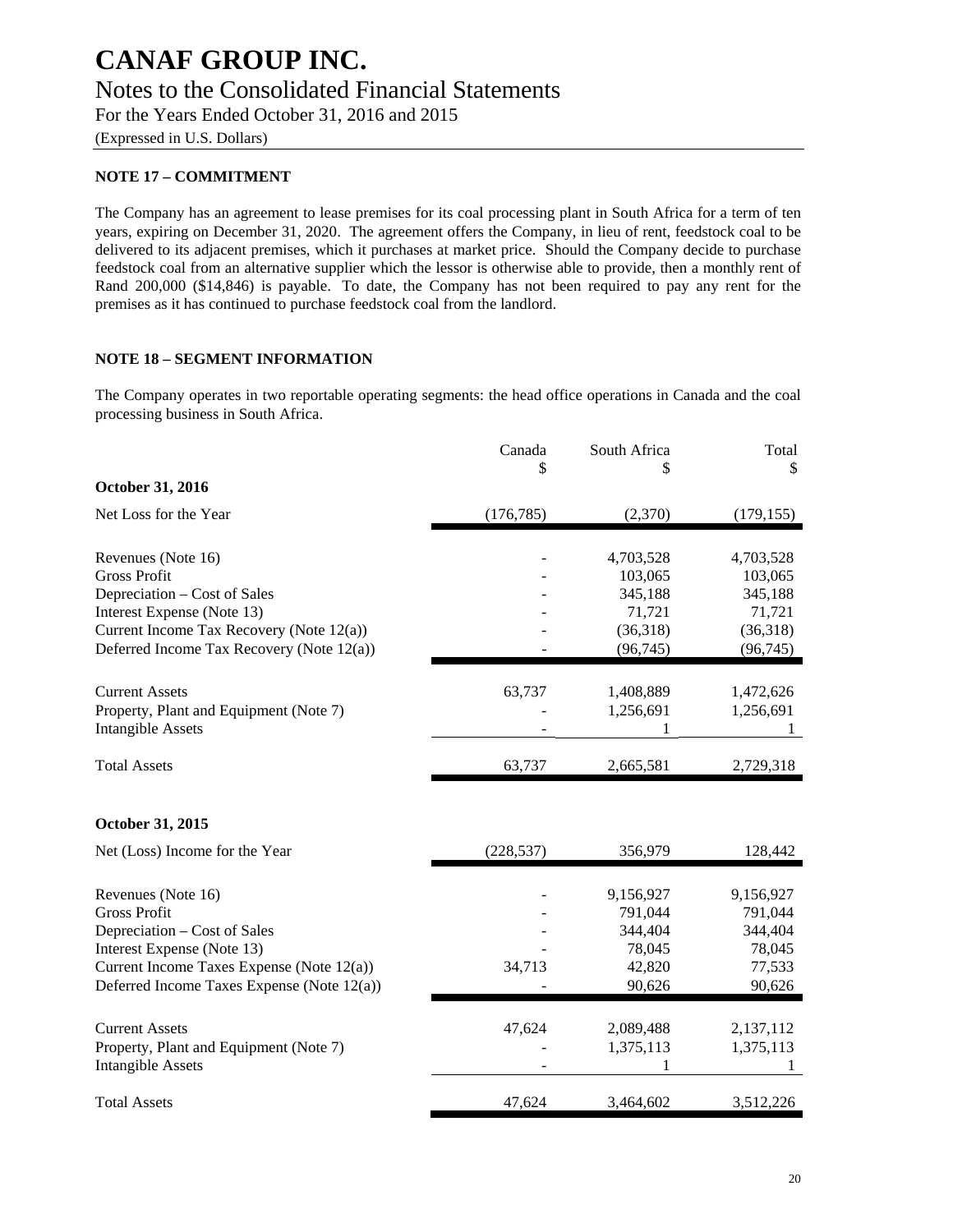# CANAF GROUP INC.

## Notes to the Consolidated Financial Statements

For the Years Ended October 31, 2016 and 2015

(Expressed in U.S. Dollars)

### NOTE 17 – COMMITMENT

The Company has an agreement to lease premises for its coal processing plant in South Africa for a term of ten years, expiring on December 31, 2020. The agreement offers the Company, in lieu of rent, feedstock coal to be delivered to its adjacent premises, which it purchases at market price. Should the Company decide to purchase feedstock coal from an alternative supplier which the lessor is otherwise able to provide, then a monthly rent of Rand 200,000 ($14,846) is payable. To date, the Company has not been required to pay any rent for the premises as it has continued to purchase feedstock coal from the landlord.

### NOTE 18 – SEGMENT INFORMATION

The Company operates in two reportable operating segments: the head office operations in Canada and the coal processing business in South Africa.

| | Canada<br>$ | South Africa<br>$ | Total<br>$ |
|---|---|---|---|
| **October 31, 2016** | | | |
| Net Loss for the Year | (176,785) | (2,370) | (179,155) |
| Revenues (Note 16) | - | 4,703,528 | 4,703,528 |
| Gross Profit | - | 103,065 | 103,065 |
| Depreciation – Cost of Sales | - | 345,188 | 345,188 |
| Interest Expense (Note 13) | - | 71,721 | 71,721 |
| Current Income Tax Recovery (Note 12(a)) | - | (36,318) | (36,318) |
| Deferred Income Tax Recovery (Note 12(a)) | - | (96,745) | (96,745) |
| Current Assets | 63,737 | 1,408,889 | 1,472,626 |
| Property, Plant and Equipment (Note 7) | - | 1,256,691 | 1,256,691 |
| Intangible Assets | - | 1 | 1 |
| Total Assets | 63,737 | 2,665,581 | 2,729,318 |
| **October 31, 2015** | | | |
| Net (Loss) Income for the Year | (228,537) | 356,979 | 128,442 |
| Revenues (Note 16) | - | 9,156,927 | 9,156,927 |
| Gross Profit | - | 791,044 | 791,044 |
| Depreciation – Cost of Sales | - | 344,404 | 344,404 |
| Interest Expense (Note 13) | - | 78,045 | 78,045 |
| Current Income Taxes Expense (Note 12(a)) | 34,713 | 42,820 | 77,533 |
| Deferred Income Taxes Expense (Note 12(a)) | - | 90,626 | 90,626 |
| Current Assets | 47,624 | 2,089,488 | 2,137,112 |
| Property, Plant and Equipment (Note 7) | - | 1,375,113 | 1,375,113 |
| Intangible Assets | - | 1 | 1 |
| Total Assets | 47,624 | 3,464,602 | 3,512,226 |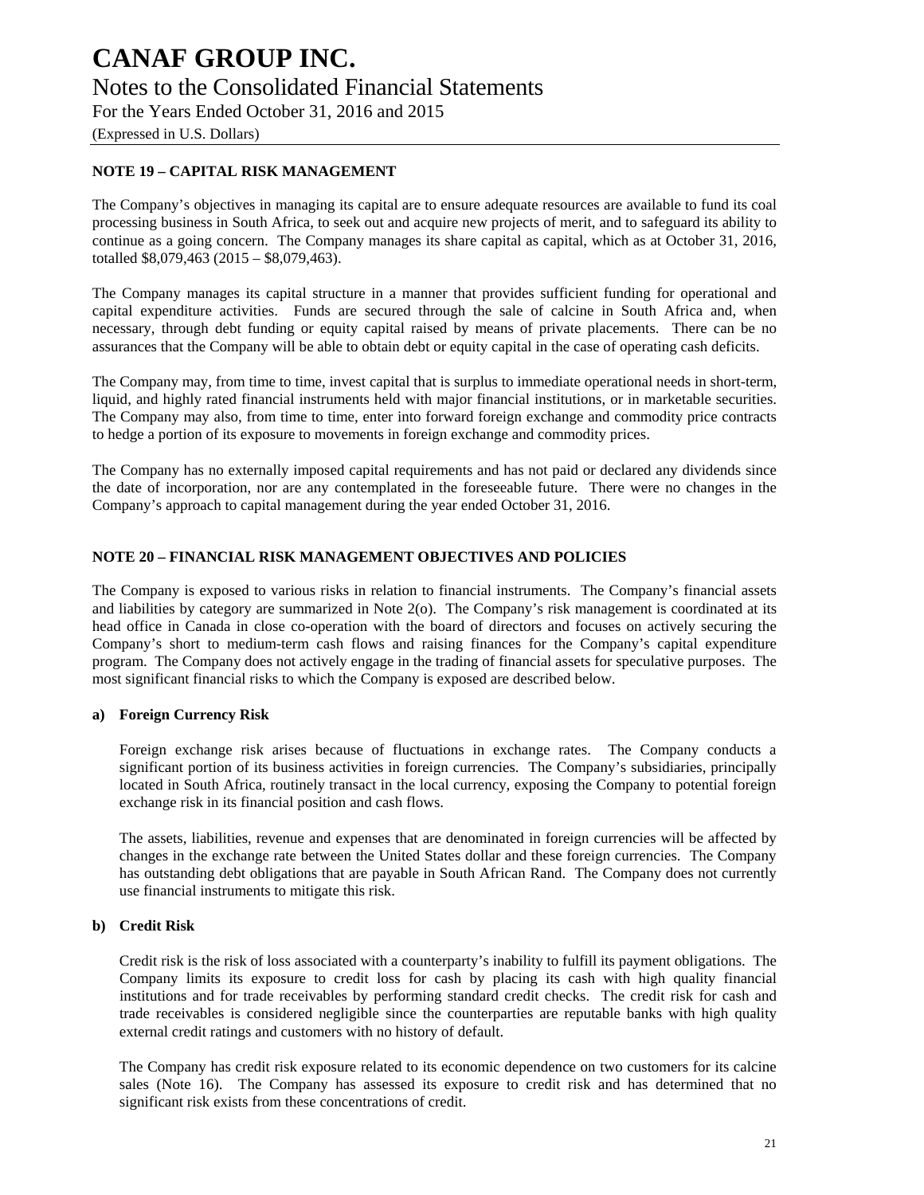# CANAF GROUP INC.

## Notes to the Consolidated Financial Statements

For the Years Ended October 31, 2016 and 2015

(Expressed in U.S. Dollars)

### NOTE 19 – CAPITAL RISK MANAGEMENT

The Company's objectives in managing its capital are to ensure adequate resources are available to fund its coal processing business in South Africa, to seek out and acquire new projects of merit, and to safeguard its ability to continue as a going concern. The Company manages its share capital as capital, which as at October 31, 2016, totalled $8,079,463 (2015 – $8,079,463).

The Company manages its capital structure in a manner that provides sufficient funding for operational and capital expenditure activities. Funds are secured through the sale of calcine in South Africa and, when necessary, through debt funding or equity capital raised by means of private placements. There can be no assurances that the Company will be able to obtain debt or equity capital in the case of operating cash deficits.

The Company may, from time to time, invest capital that is surplus to immediate operational needs in short-term, liquid, and highly rated financial instruments held with major financial institutions, or in marketable securities. The Company may also, from time to time, enter into forward foreign exchange and commodity price contracts to hedge a portion of its exposure to movements in foreign exchange and commodity prices.

The Company has no externally imposed capital requirements and has not paid or declared any dividends since the date of incorporation, nor are any contemplated in the foreseeable future. There were no changes in the Company's approach to capital management during the year ended October 31, 2016.

### NOTE 20 – FINANCIAL RISK MANAGEMENT OBJECTIVES AND POLICIES

The Company is exposed to various risks in relation to financial instruments. The Company's financial assets and liabilities by category are summarized in Note 2(o). The Company's risk management is coordinated at its head office in Canada in close co-operation with the board of directors and focuses on actively securing the Company's short to medium-term cash flows and raising finances for the Company's capital expenditure program. The Company does not actively engage in the trading of financial assets for speculative purposes. The most significant financial risks to which the Company is exposed are described below.

**a) Foreign Currency Risk**

Foreign exchange risk arises because of fluctuations in exchange rates. The Company conducts a significant portion of its business activities in foreign currencies. The Company's subsidiaries, principally located in South Africa, routinely transact in the local currency, exposing the Company to potential foreign exchange risk in its financial position and cash flows.

The assets, liabilities, revenue and expenses that are denominated in foreign currencies will be affected by changes in the exchange rate between the United States dollar and these foreign currencies. The Company has outstanding debt obligations that are payable in South African Rand. The Company does not currently use financial instruments to mitigate this risk.

**b) Credit Risk**

Credit risk is the risk of loss associated with a counterparty's inability to fulfill its payment obligations. The Company limits its exposure to credit loss for cash by placing its cash with high quality financial institutions and for trade receivables by performing standard credit checks. The credit risk for cash and trade receivables is considered negligible since the counterparties are reputable banks with high quality external credit ratings and customers with no history of default.

The Company has credit risk exposure related to its economic dependence on two customers for its calcine sales (Note 16). The Company has assessed its exposure to credit risk and has determined that no significant risk exists from these concentrations of credit.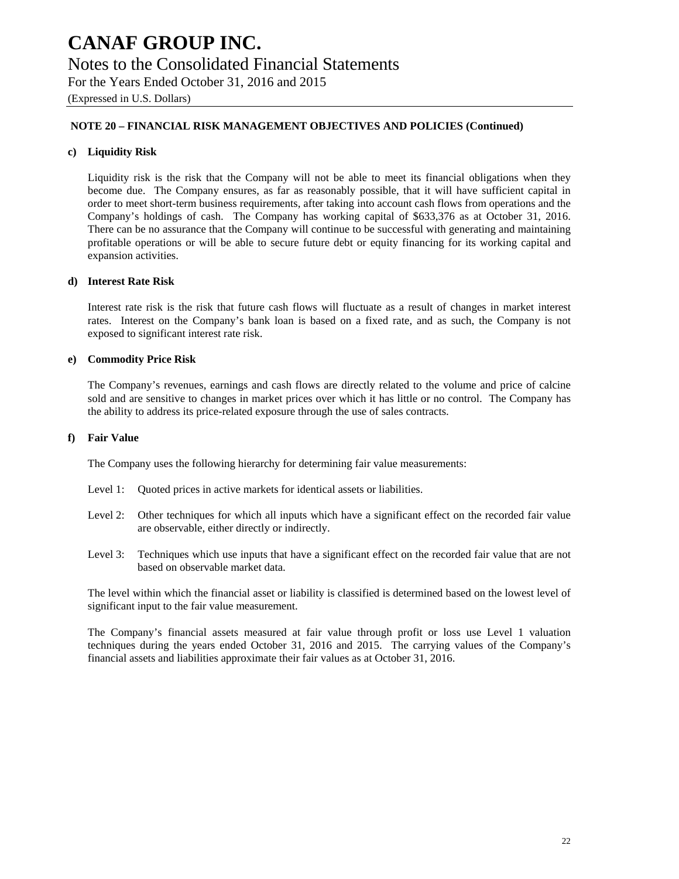# CANAF GROUP INC.

## Notes to the Consolidated Financial Statements

For the Years Ended October 31, 2016 and 2015

(Expressed in U.S. Dollars)

### NOTE 20 – FINANCIAL RISK MANAGEMENT OBJECTIVES AND POLICIES (Continued)

**c) Liquidity Risk**

Liquidity risk is the risk that the Company will not be able to meet its financial obligations when they become due. The Company ensures, as far as reasonably possible, that it will have sufficient capital in order to meet short-term business requirements, after taking into account cash flows from operations and the Company's holdings of cash. The Company has working capital of $633,376 as at October 31, 2016. There can be no assurance that the Company will continue to be successful with generating and maintaining profitable operations or will be able to secure future debt or equity financing for its working capital and expansion activities.

**d) Interest Rate Risk**

Interest rate risk is the risk that future cash flows will fluctuate as a result of changes in market interest rates. Interest on the Company's bank loan is based on a fixed rate, and as such, the Company is not exposed to significant interest rate risk.

**e) Commodity Price Risk**

The Company's revenues, earnings and cash flows are directly related to the volume and price of calcine sold and are sensitive to changes in market prices over which it has little or no control. The Company has the ability to address its price-related exposure through the use of sales contracts.

**f) Fair Value**

The Company uses the following hierarchy for determining fair value measurements:

Level 1: Quoted prices in active markets for identical assets or liabilities.

Level 2: Other techniques for which all inputs which have a significant effect on the recorded fair value are observable, either directly or indirectly.

Level 3: Techniques which use inputs that have a significant effect on the recorded fair value that are not based on observable market data.

The level within which the financial asset or liability is classified is determined based on the lowest level of significant input to the fair value measurement.

The Company's financial assets measured at fair value through profit or loss use Level 1 valuation techniques during the years ended October 31, 2016 and 2015. The carrying values of the Company's financial assets and liabilities approximate their fair values as at October 31, 2016.